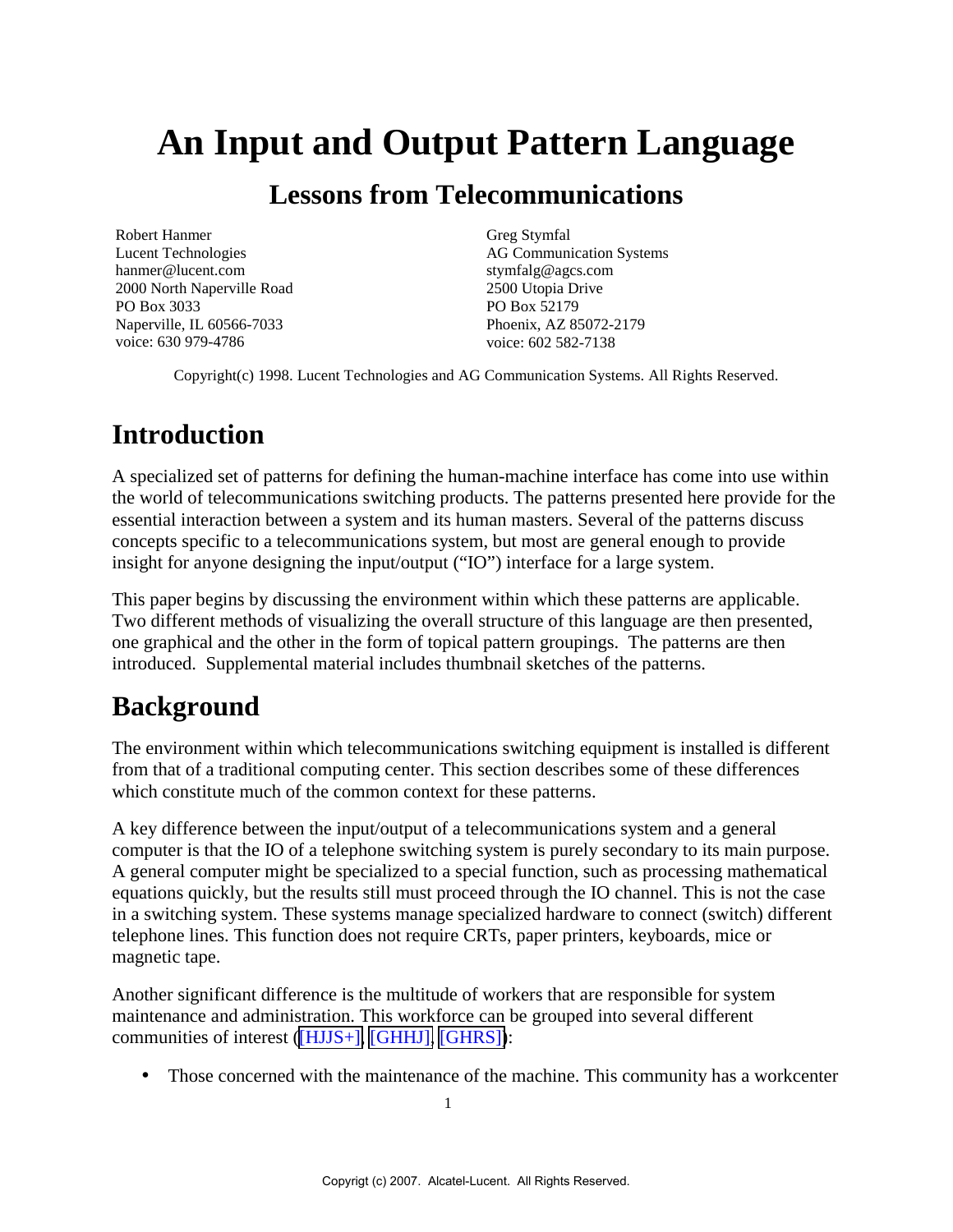# An Input and Output Pattern Language

## Lessons from Telecommunications

Robert Hanmer
Lucent Technologies
hanmer@lucent.com
2000 North Naperville Road
PO Box 3033
Naperville, IL 60566-7033
voice: 630 979-4786

Greg Stymfal
AG Communication Systems
stymfalg@agcs.com
2500 Utopia Drive
PO Box 52179
Phoenix, AZ 85072-2179
voice: 602 582-7138

Copyright(c) 1998. Lucent Technologies and AG Communication Systems. All Rights Reserved.

# Introduction

A specialized set of patterns for defining the human-machine interface has come into use within the world of telecommunications switching products. The patterns presented here provide for the essential interaction between a system and its human masters. Several of the patterns discuss concepts specific to a telecommunications system, but most are general enough to provide insight for anyone designing the input/output ("IO") interface for a large system.

This paper begins by discussing the environment within which these patterns are applicable. Two different methods of visualizing the overall structure of this language are then presented, one graphical and the other in the form of topical pattern groupings. The patterns are then introduced. Supplemental material includes thumbnail sketches of the patterns.

# Background

The environment within which telecommunications switching equipment is installed is different from that of a traditional computing center. This section describes some of these differences which constitute much of the common context for these patterns.

A key difference between the input/output of a telecommunications system and a general computer is that the IO of a telephone switching system is purely secondary to its main purpose. A general computer might be specialized to a special function, such as processing mathematical equations quickly, but the results still must proceed through the IO channel. This is not the case in a switching system. These systems manage specialized hardware to connect (switch) different telephone lines. This function does not require CRTs, paper printers, keyboards, mice or magnetic tape.

Another significant difference is the multitude of workers that are responsible for system maintenance and administration. This workforce can be grouped into several different communities of interest ([HJJS+], [GHHJ], [GHRS]):

- Those concerned with the maintenance of the machine. This community has a workcenter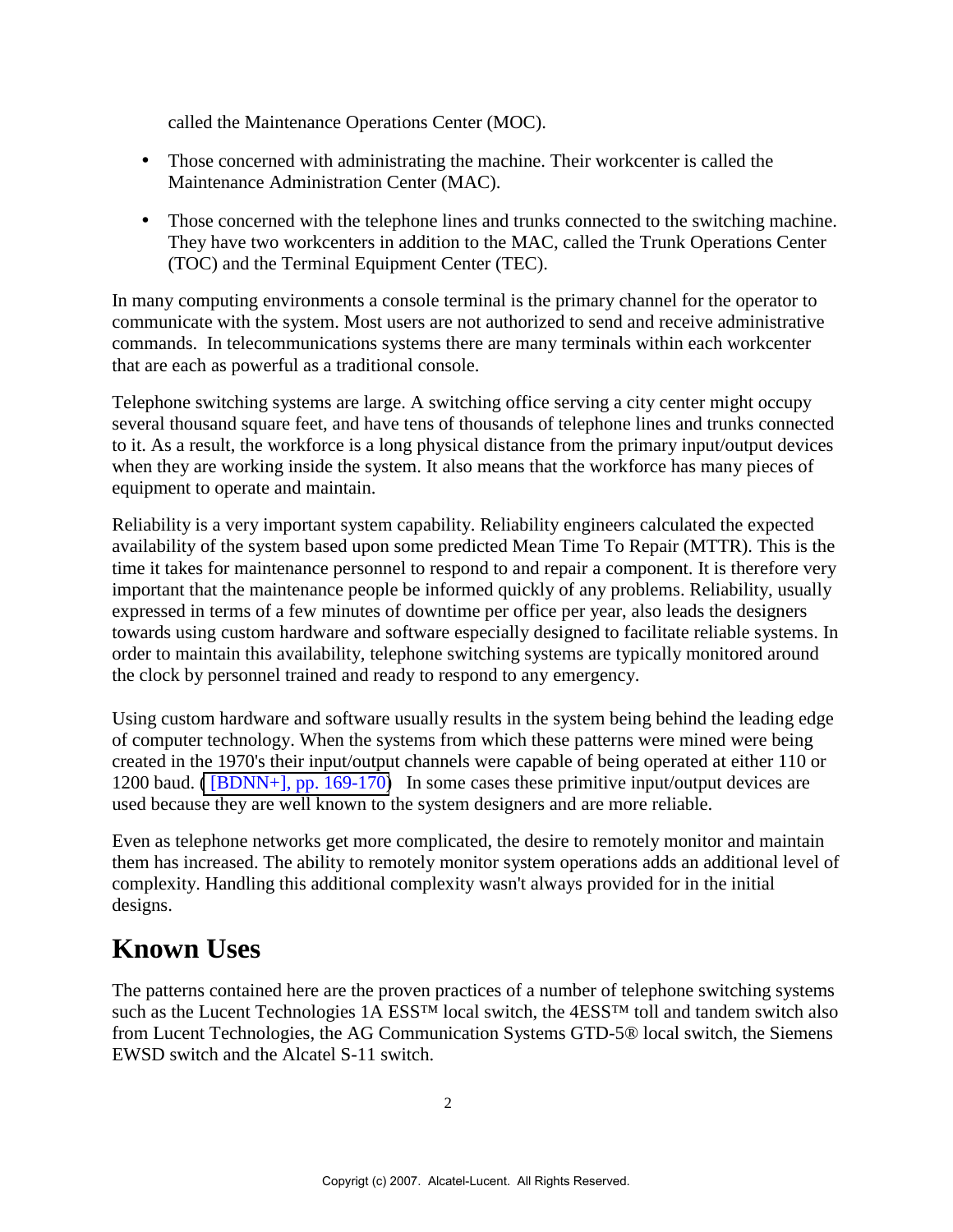called the Maintenance Operations Center (MOC).

- Those concerned with administrating the machine. Their workcenter is called the Maintenance Administration Center (MAC).
- Those concerned with the telephone lines and trunks connected to the switching machine. They have two workcenters in addition to the MAC, called the Trunk Operations Center (TOC) and the Terminal Equipment Center (TEC).

In many computing environments a console terminal is the primary channel for the operator to communicate with the system. Most users are not authorized to send and receive administrative commands. In telecommunications systems there are many terminals within each workcenter that are each as powerful as a traditional console.

Telephone switching systems are large. A switching office serving a city center might occupy several thousand square feet, and have tens of thousands of telephone lines and trunks connected to it. As a result, the workforce is a long physical distance from the primary input/output devices when they are working inside the system. It also means that the workforce has many pieces of equipment to operate and maintain.

Reliability is a very important system capability. Reliability engineers calculated the expected availability of the system based upon some predicted Mean Time To Repair (MTTR). This is the time it takes for maintenance personnel to respond to and repair a component. It is therefore very important that the maintenance people be informed quickly of any problems. Reliability, usually expressed in terms of a few minutes of downtime per office per year, also leads the designers towards using custom hardware and software especially designed to facilitate reliable systems. In order to maintain this availability, telephone switching systems are typically monitored around the clock by personnel trained and ready to respond to any emergency.

Using custom hardware and software usually results in the system being behind the leading edge of computer technology. When the systems from which these patterns were mined were being created in the 1970's their input/output channels were capable of being operated at either 110 or 1200 baud. ( [BDNN+], pp. 169-170) In some cases these primitive input/output devices are used because they are well known to the system designers and are more reliable.

Even as telephone networks get more complicated, the desire to remotely monitor and maintain them has increased. The ability to remotely monitor system operations adds an additional level of complexity. Handling this additional complexity wasn't always provided for in the initial designs.

## Known Uses

The patterns contained here are the proven practices of a number of telephone switching systems such as the Lucent Technologies 1A ESS™ local switch, the 4ESS™ toll and tandem switch also from Lucent Technologies, the AG Communication Systems GTD-5® local switch, the Siemens EWSD switch and the Alcatel S-11 switch.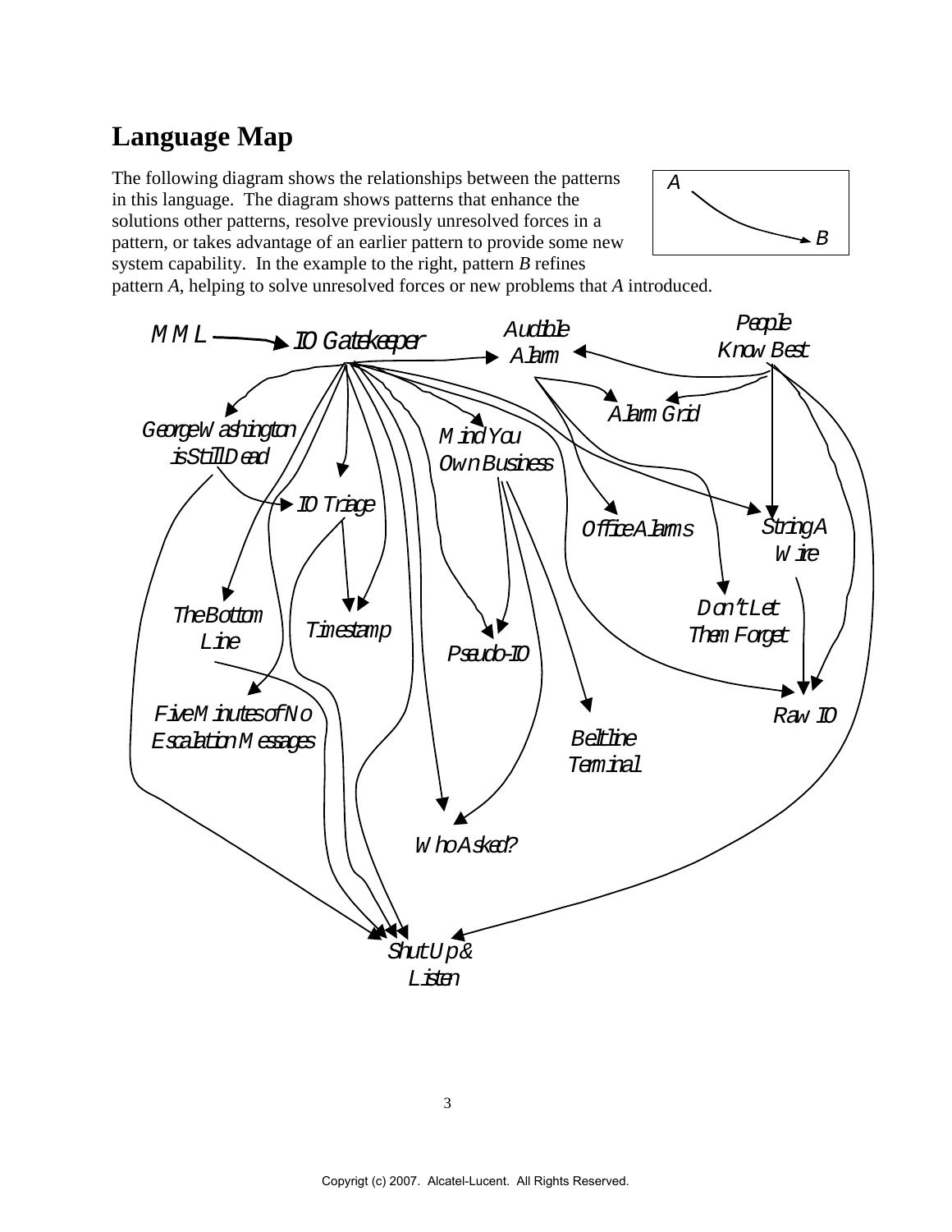## Language Map

The following diagram shows the relationships between the patterns in this language. The diagram shows patterns that enhance the solutions other patterns, resolve previously unresolved forces in a pattern, or takes advantage of an earlier pattern to provide some new system capability. In the example to the right, pattern *B* refines pattern *A*, helping to solve unresolved forces or new problems that *A* introduced.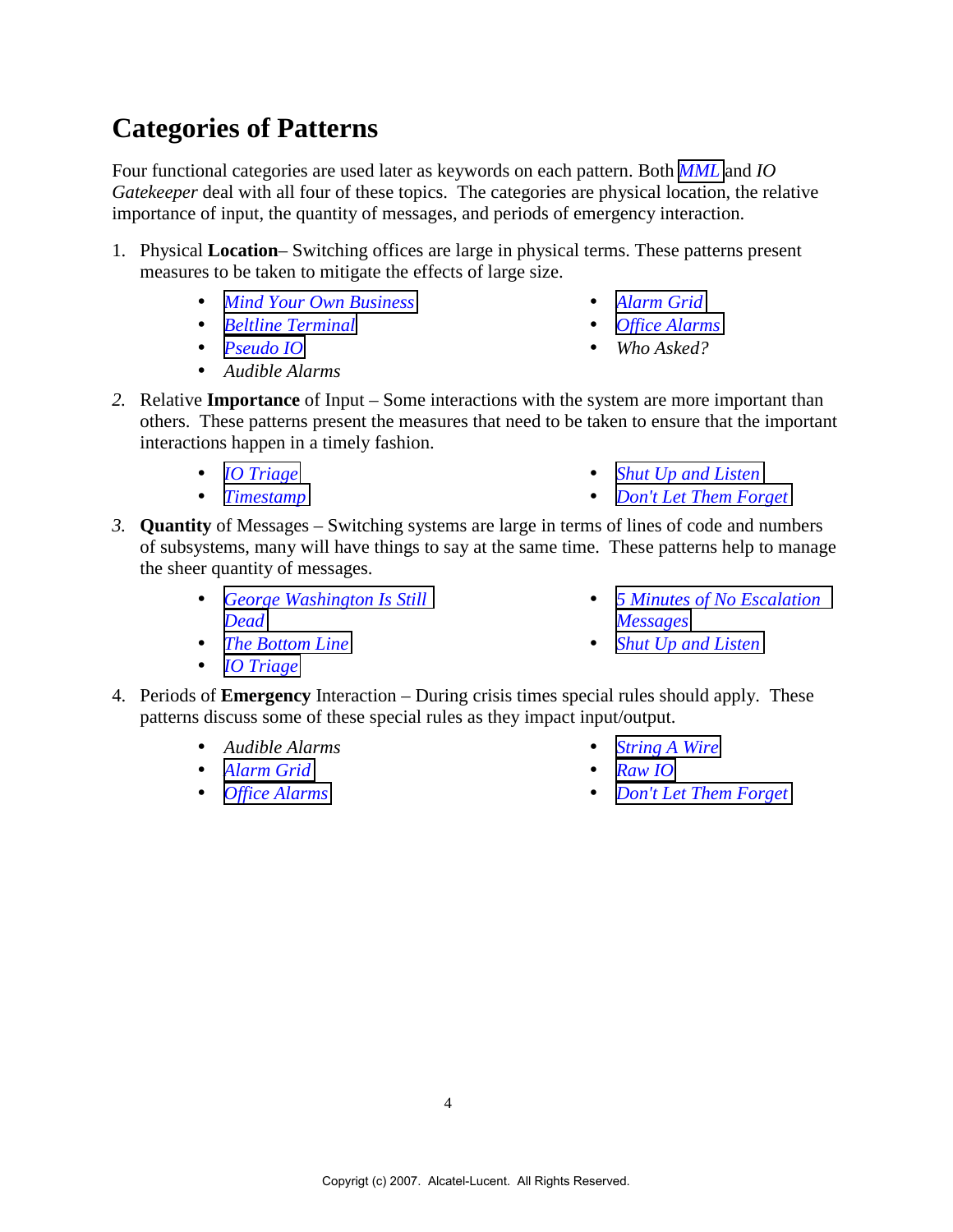# Categories of Patterns

Four functional categories are used later as keywords on each pattern. Both *MML* and *IO Gatekeeper* deal with all four of these topics. The categories are physical location, the relative importance of input, the quantity of messages, and periods of emergency interaction.

1. Physical **Location**– Switching offices are large in physical terms. These patterns present measures to be taken to mitigate the effects of large size.
   - *Mind Your Own Business*
   - *Beltline Terminal*
   - *Pseudo IO*
   - *Audible Alarms*
   - *Alarm Grid*
   - *Office Alarms*
   - *Who Asked?*

2. Relative **Importance** of Input – Some interactions with the system are more important than others. These patterns present the measures that need to be taken to ensure that the important interactions happen in a timely fashion.
   - *IO Triage*
   - *Timestamp*
   - *Shut Up and Listen*
   - *Don't Let Them Forget*

3. **Quantity** of Messages – Switching systems are large in terms of lines of code and numbers of subsystems, many will have things to say at the same time. These patterns help to manage the sheer quantity of messages.
   - *George Washington Is Still Dead*
   - *The Bottom Line*
   - *IO Triage*
   - *5 Minutes of No Escalation Messages*
   - *Shut Up and Listen*

4. Periods of **Emergency** Interaction – During crisis times special rules should apply. These patterns discuss some of these special rules as they impact input/output.
   - *Audible Alarms*
   - *Alarm Grid*
   - *Office Alarms*
   - *String A Wire*
   - *Raw IO*
   - *Don't Let Them Forget*

Copyrigt (c) 2007. Alcatel-Lucent. All Rights Reserved.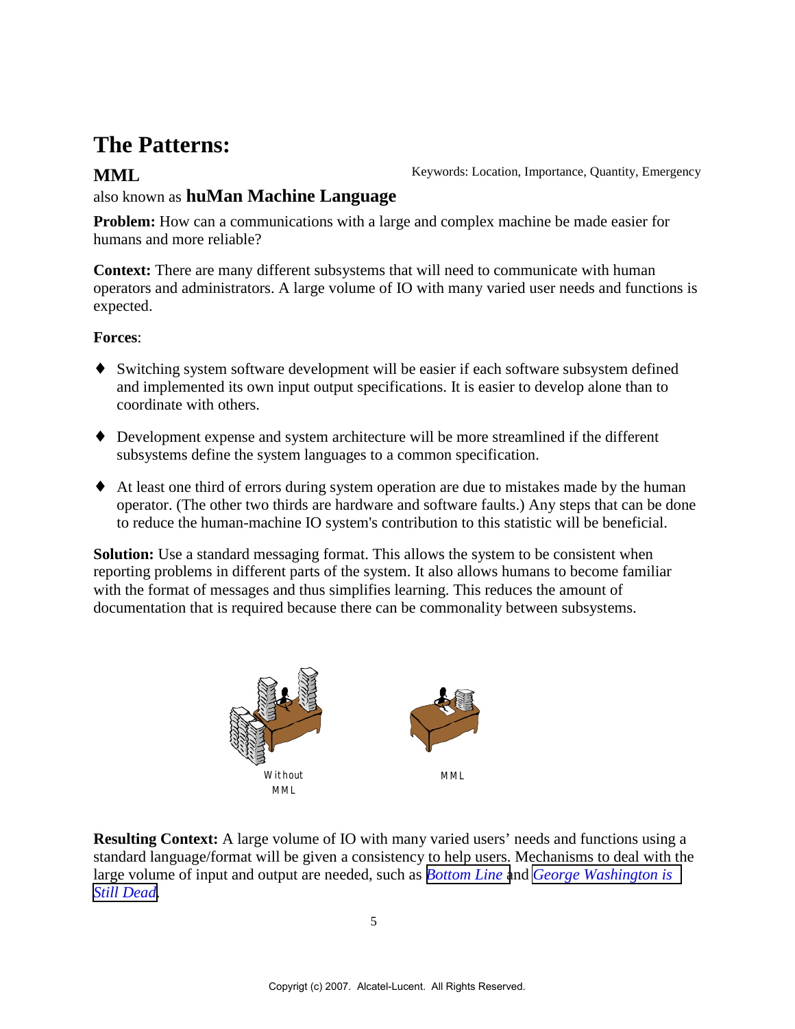# The Patterns:

## MML

Keywords: Location, Importance, Quantity, Emergency

also known as **huMan Machine Language**

**Problem:** How can a communications with a large and complex machine be made easier for humans and more reliable?

**Context:** There are many different subsystems that will need to communicate with human operators and administrators. A large volume of IO with many varied user needs and functions is expected.

**Forces**:

- Switching system software development will be easier if each software subsystem defined and implemented its own input output specifications. It is easier to develop alone than to coordinate with others.
- Development expense and system architecture will be more streamlined if the different subsystems define the system languages to a common specification.
- At least one third of errors during system operation are due to mistakes made by the human operator. (The other two thirds are hardware and software faults.) Any steps that can be done to reduce the human-machine IO system's contribution to this statistic will be beneficial.

**Solution:** Use a standard messaging format. This allows the system to be consistent when reporting problems in different parts of the system. It also allows humans to become familiar with the format of messages and thus simplifies learning. This reduces the amount of documentation that is required because there can be commonality between subsystems.

Without MML

MML

**Resulting Context:** A large volume of IO with many varied users' needs and functions using a standard language/format will be given a consistency to help users. Mechanisms to deal with the large volume of input and output are needed, such as *Bottom Line* and *George Washington is Still Dead*.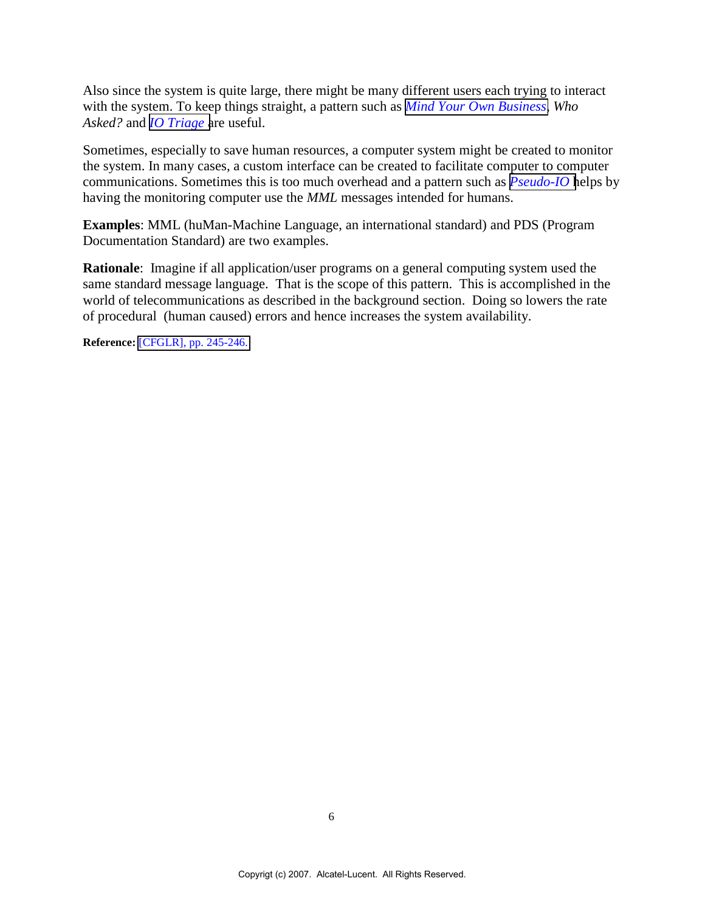Also since the system is quite large, there might be many different users each trying to interact with the system. To keep things straight, a pattern such as *Mind Your Own Business*, *Who Asked?* and *IO Triage* are useful.

Sometimes, especially to save human resources, a computer system might be created to monitor the system. In many cases, a custom interface can be created to facilitate computer to computer communications. Sometimes this is too much overhead and a pattern such as *Pseudo-IO* helps by having the monitoring computer use the *MML* messages intended for humans.

**Examples**: MML (huMan-Machine Language, an international standard) and PDS (Program Documentation Standard) are two examples.

**Rationale**: Imagine if all application/user programs on a general computing system used the same standard message language. That is the scope of this pattern. This is accomplished in the world of telecommunications as described in the background section. Doing so lowers the rate of procedural (human caused) errors and hence increases the system availability.

**Reference:** [CFGLR], pp. 245-246.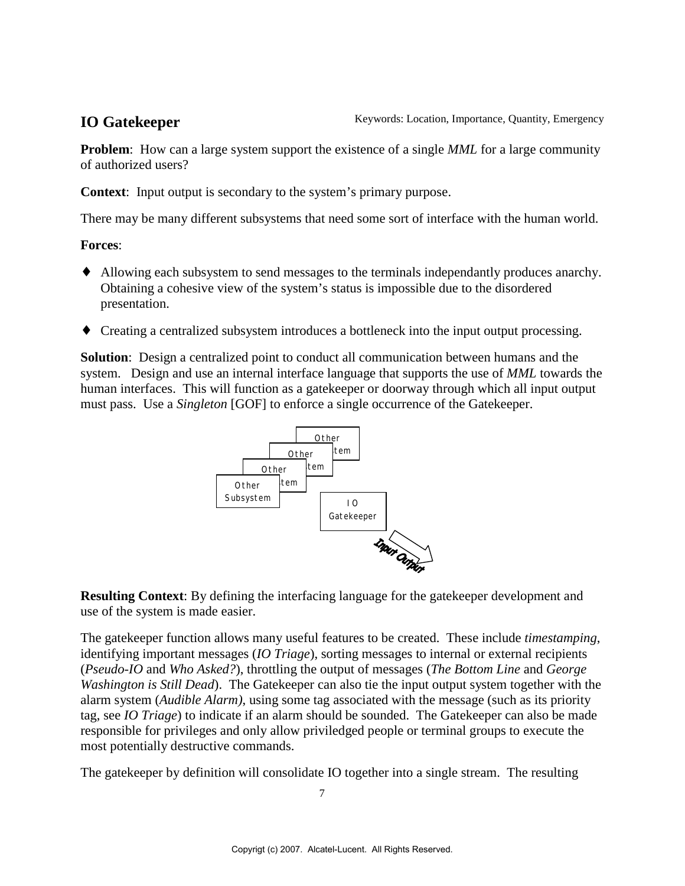## IO Gatekeeper

Keywords: Location, Importance, Quantity, Emergency

**Problem**: How can a large system support the existence of a single *MML* for a large community of authorized users?

**Context**: Input output is secondary to the system's primary purpose.

There may be many different subsystems that need some sort of interface with the human world.

**Forces**:

- Allowing each subsystem to send messages to the terminals independantly produces anarchy. Obtaining a cohesive view of the system's status is impossible due to the disordered presentation.
- Creating a centralized subsystem introduces a bottleneck into the input output processing.

**Solution**: Design a centralized point to conduct all communication between humans and the system. Design and use an internal interface language that supports the use of *MML* towards the human interfaces. This will function as a gatekeeper or doorway through which all input output must pass. Use a *Singleton* [GOF] to enforce a single occurrence of the Gatekeeper.

**Resulting Context**: By defining the interfacing language for the gatekeeper development and use of the system is made easier.

The gatekeeper function allows many useful features to be created. These include *timestamping*, identifying important messages (*IO Triage*), sorting messages to internal or external recipients (*Pseudo-IO* and *Who Asked?*), throttling the output of messages (*The Bottom Line* and *George Washington is Still Dead*). The Gatekeeper can also tie the input output system together with the alarm system (*Audible Alarm)*, using some tag associated with the message (such as its priority tag, see *IO Triage*) to indicate if an alarm should be sounded. The Gatekeeper can also be made responsible for privileges and only allow priviledged people or terminal groups to execute the most potentially destructive commands.

The gatekeeper by definition will consolidate IO together into a single stream. The resulting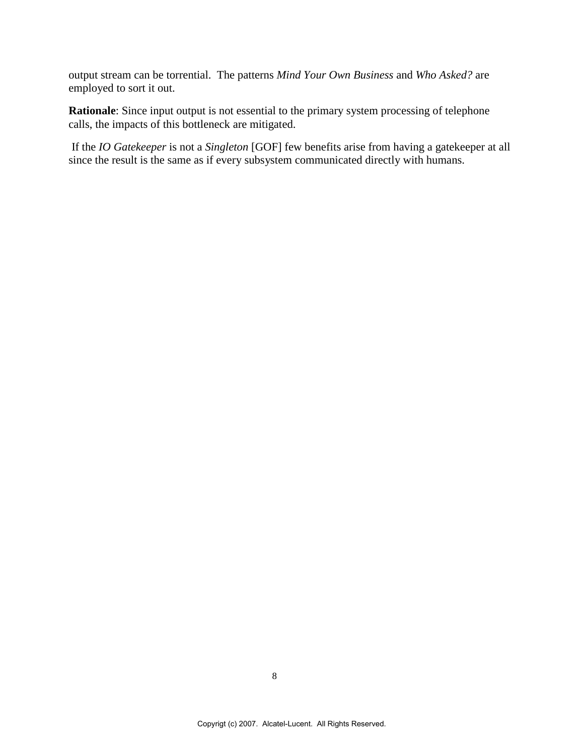output stream can be torrential. The patterns *Mind Your Own Business* and *Who Asked?* are employed to sort it out.

**Rationale**: Since input output is not essential to the primary system processing of telephone calls, the impacts of this bottleneck are mitigated.

If the *IO Gatekeeper* is not a *Singleton* [GOF] few benefits arise from having a gatekeeper at all since the result is the same as if every subsystem communicated directly with humans.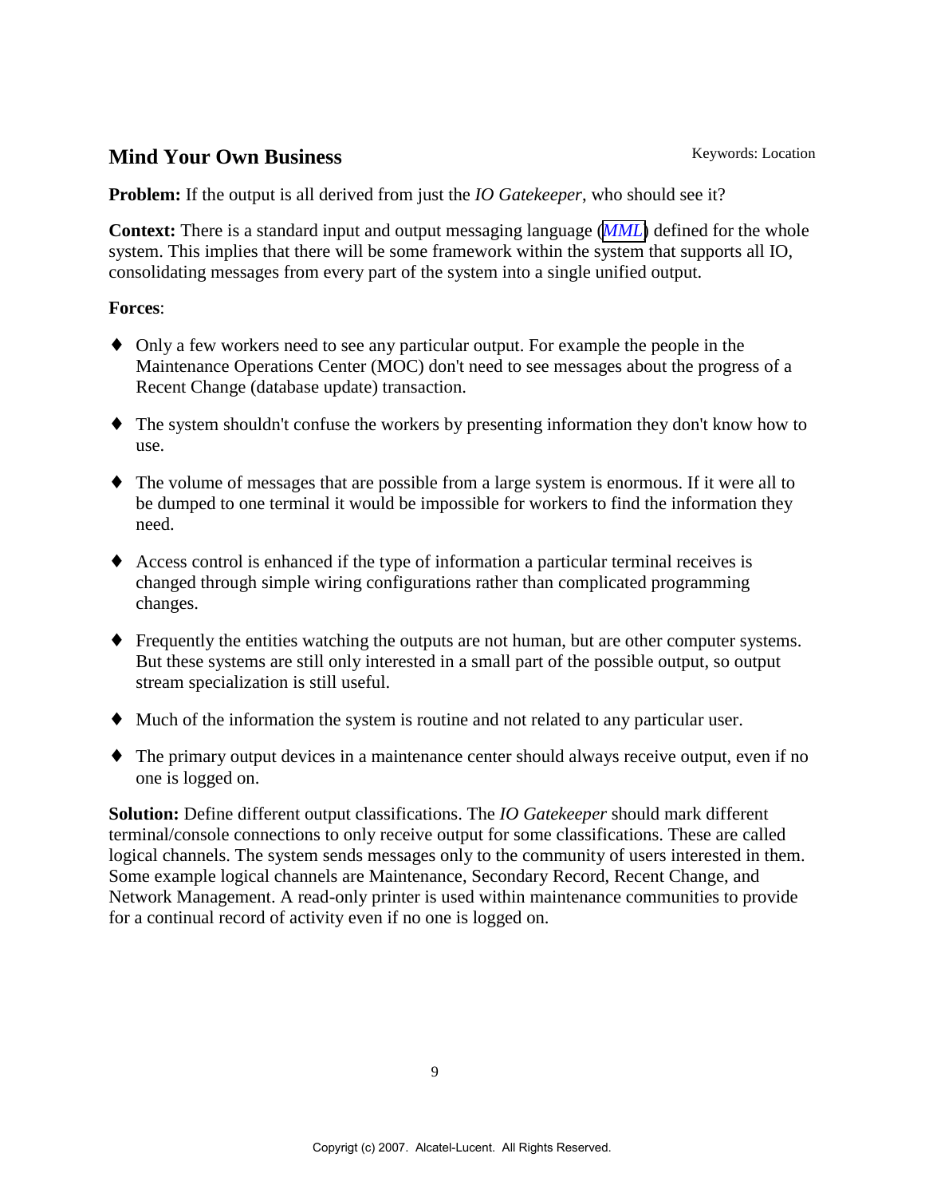## Mind Your Own Business

Keywords: Location

**Problem:** If the output is all derived from just the *IO Gatekeeper*, who should see it?

**Context:** There is a standard input and output messaging language (*MML*) defined for the whole system. This implies that there will be some framework within the system that supports all IO, consolidating messages from every part of the system into a single unified output.

**Forces**:

- Only a few workers need to see any particular output. For example the people in the Maintenance Operations Center (MOC) don't need to see messages about the progress of a Recent Change (database update) transaction.
- The system shouldn't confuse the workers by presenting information they don't know how to use.
- The volume of messages that are possible from a large system is enormous. If it were all to be dumped to one terminal it would be impossible for workers to find the information they need.
- Access control is enhanced if the type of information a particular terminal receives is changed through simple wiring configurations rather than complicated programming changes.
- Frequently the entities watching the outputs are not human, but are other computer systems. But these systems are still only interested in a small part of the possible output, so output stream specialization is still useful.
- Much of the information the system is routine and not related to any particular user.
- The primary output devices in a maintenance center should always receive output, even if no one is logged on.

**Solution:** Define different output classifications. The *IO Gatekeeper* should mark different terminal/console connections to only receive output for some classifications. These are called logical channels. The system sends messages only to the community of users interested in them. Some example logical channels are Maintenance, Secondary Record, Recent Change, and Network Management. A read-only printer is used within maintenance communities to provide for a continual record of activity even if no one is logged on.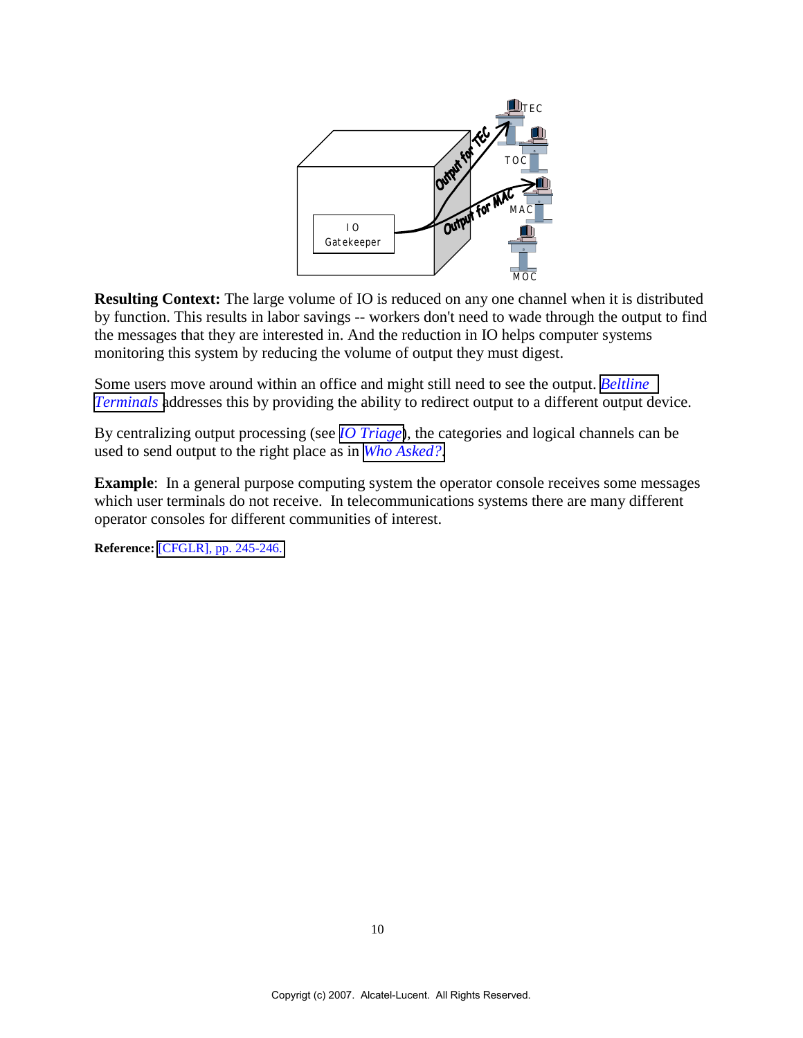**Resulting Context:** The large volume of IO is reduced on any one channel when it is distributed by function. This results in labor savings -- workers don't need to wade through the output to find the messages that they are interested in. And the reduction in IO helps computer systems monitoring this system by reducing the volume of output they must digest.

Some users move around within an office and might still need to see the output. *Beltline Terminals* addresses this by providing the ability to redirect output to a different output device.

By centralizing output processing (see *IO Triage*), the categories and logical channels can be used to send output to the right place as in *Who Asked?*.

**Example**: In a general purpose computing system the operator console receives some messages which user terminals do not receive. In telecommunications systems there are many different operator consoles for different communities of interest.

**Reference:** [CFGLR], pp. 245-246.

Copyrigt (c) 2007. Alcatel-Lucent. All Rights Reserved.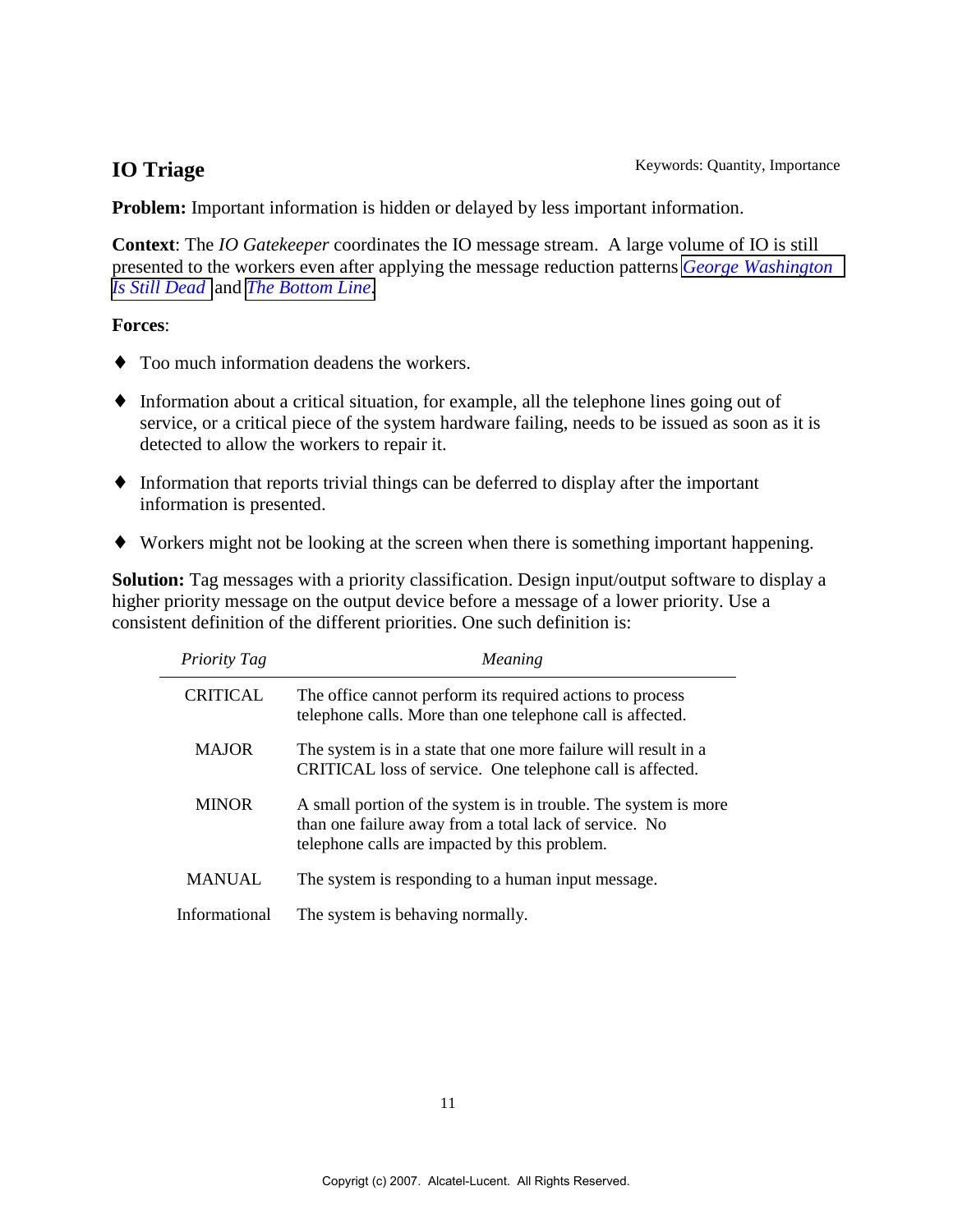## IO Triage

Keywords: Quantity, Importance

**Problem:** Important information is hidden or delayed by less important information.

**Context**: The *IO Gatekeeper* coordinates the IO message stream. A large volume of IO is still presented to the workers even after applying the message reduction patterns *George Washington Is Still Dead* and *The Bottom Line*.

**Forces**:

- Too much information deadens the workers.
- Information about a critical situation, for example, all the telephone lines going out of service, or a critical piece of the system hardware failing, needs to be issued as soon as it is detected to allow the workers to repair it.
- Information that reports trivial things can be deferred to display after the important information is presented.
- Workers might not be looking at the screen when there is something important happening.

**Solution:** Tag messages with a priority classification. Design input/output software to display a higher priority message on the output device before a message of a lower priority. Use a consistent definition of the different priorities. One such definition is:

| *Priority Tag* | *Meaning* |
|---|---|
| CRITICAL | The office cannot perform its required actions to process telephone calls. More than one telephone call is affected. |
| MAJOR | The system is in a state that one more failure will result in a CRITICAL loss of service. One telephone call is affected. |
| MINOR | A small portion of the system is in trouble. The system is more than one failure away from a total lack of service. No telephone calls are impacted by this problem. |
| MANUAL | The system is responding to a human input message. |
| Informational | The system is behaving normally. |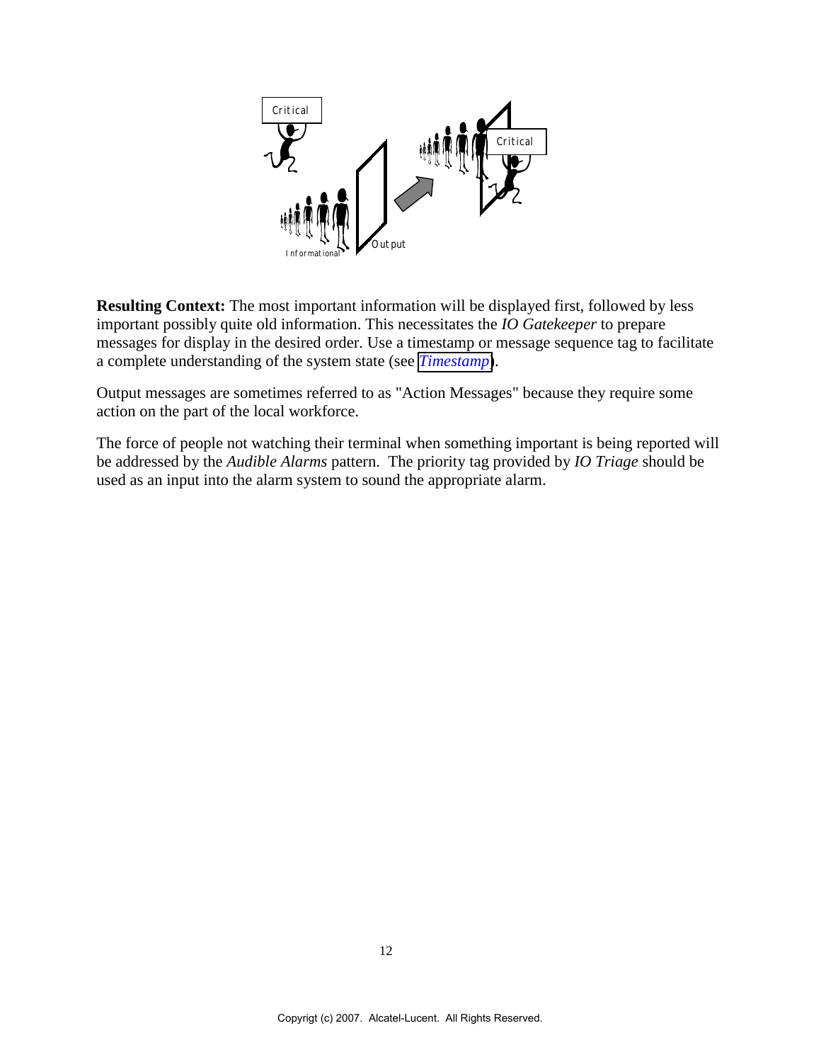**Resulting Context:** The most important information will be displayed first, followed by less important possibly quite old information. This necessitates the *IO Gatekeeper* to prepare messages for display in the desired order. Use a timestamp or message sequence tag to facilitate a complete understanding of the system state (see *Timestamp*).

Output messages are sometimes referred to as "Action Messages" because they require some action on the part of the local workforce.

The force of people not watching their terminal when something important is being reported will be addressed by the *Audible Alarms* pattern. The priority tag provided by *IO Triage* should be used as an input into the alarm system to sound the appropriate alarm.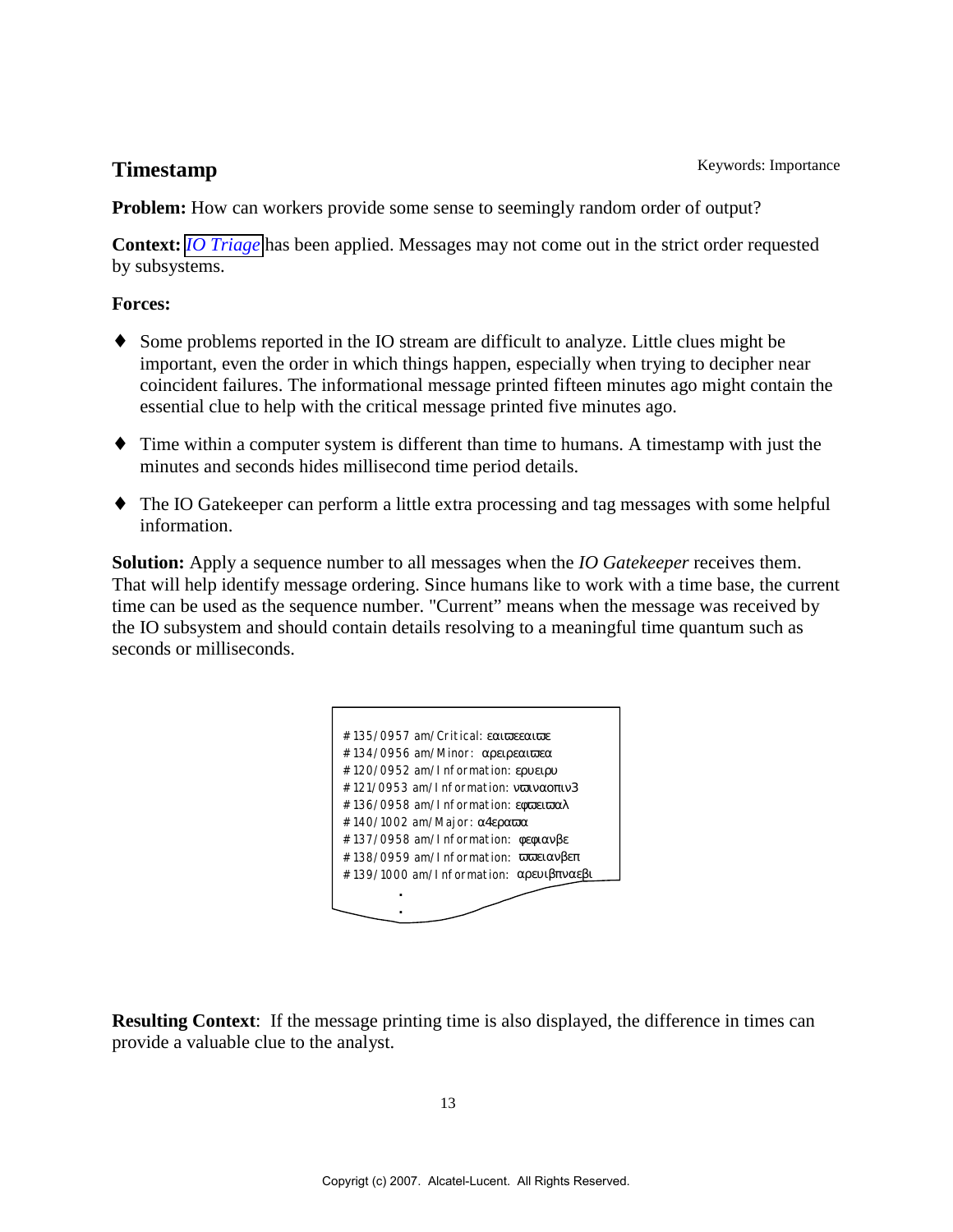## Timestamp

Keywords: Importance

**Problem:** How can workers provide some sense to seemingly random order of output?

**Context:** *IO Triage* has been applied. Messages may not come out in the strict order requested by subsystems.

**Forces:**

- Some problems reported in the IO stream are difficult to analyze. Little clues might be important, even the order in which things happen, especially when trying to decipher near coincident failures. The informational message printed fifteen minutes ago might contain the essential clue to help with the critical message printed five minutes ago.
- Time within a computer system is different than time to humans. A timestamp with just the minutes and seconds hides millisecond time period details.
- The IO Gatekeeper can perform a little extra processing and tag messages with some helpful information.

**Solution:** Apply a sequence number to all messages when the *IO Gatekeeper* receives them. That will help identify message ordering. Since humans like to work with a time base, the current time can be used as the sequence number. "Current" means when the message was received by the IO subsystem and should contain details resolving to a meaningful time quantum such as seconds or milliseconds.

```
#135/0957 am/Critical: εαιϖεεαιϖε
#134/0956 am/Minor: αρειρεαιϖεα
#120/0952 am/Information: ερυειρυ
#121/0953 am/Information: νϖιναοπιν3
#136/0958 am/Information: εφϖειϖαλ
#140/1002 am/Major: α4εραϖα
#137/0958 am/Information: φεφιανβε
#138/0959 am/Information: ϖϖειανβεπ
#139/1000 am/Information: αρευιβπναεβι
.
.
```

**Resulting Context**: If the message printing time is also displayed, the difference in times can provide a valuable clue to the analyst.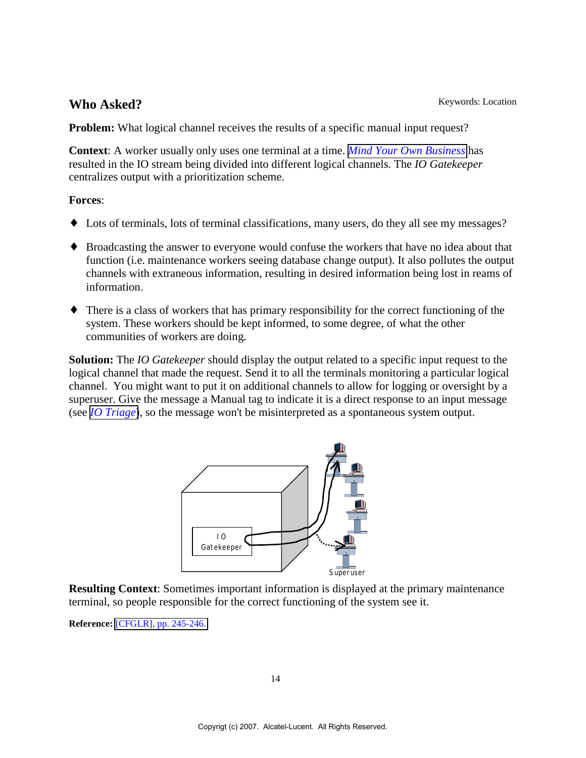## Who Asked?

Keywords: Location

**Problem:** What logical channel receives the results of a specific manual input request?

**Context**: A worker usually only uses one terminal at a time. *Mind Your Own Business* has resulted in the IO stream being divided into different logical channels. The *IO Gatekeeper* centralizes output with a prioritization scheme.

**Forces**:

- Lots of terminals, lots of terminal classifications, many users, do they all see my messages?
- Broadcasting the answer to everyone would confuse the workers that have no idea about that function (i.e. maintenance workers seeing database change output). It also pollutes the output channels with extraneous information, resulting in desired information being lost in reams of information.
- There is a class of workers that has primary responsibility for the correct functioning of the system. These workers should be kept informed, to some degree, of what the other communities of workers are doing.

**Solution:** The *IO Gatekeeper* should display the output related to a specific input request to the logical channel that made the request. Send it to all the terminals monitoring a particular logical channel. You might want to put it on additional channels to allow for logging or oversight by a superuser. Give the message a Manual tag to indicate it is a direct response to an input message (see *IO Triage*), so the message won't be misinterpreted as a spontaneous system output.

**Resulting Context**: Sometimes important information is displayed at the primary maintenance terminal, so people responsible for the correct functioning of the system see it.

**Reference:** [CFGLR], pp. 245-246.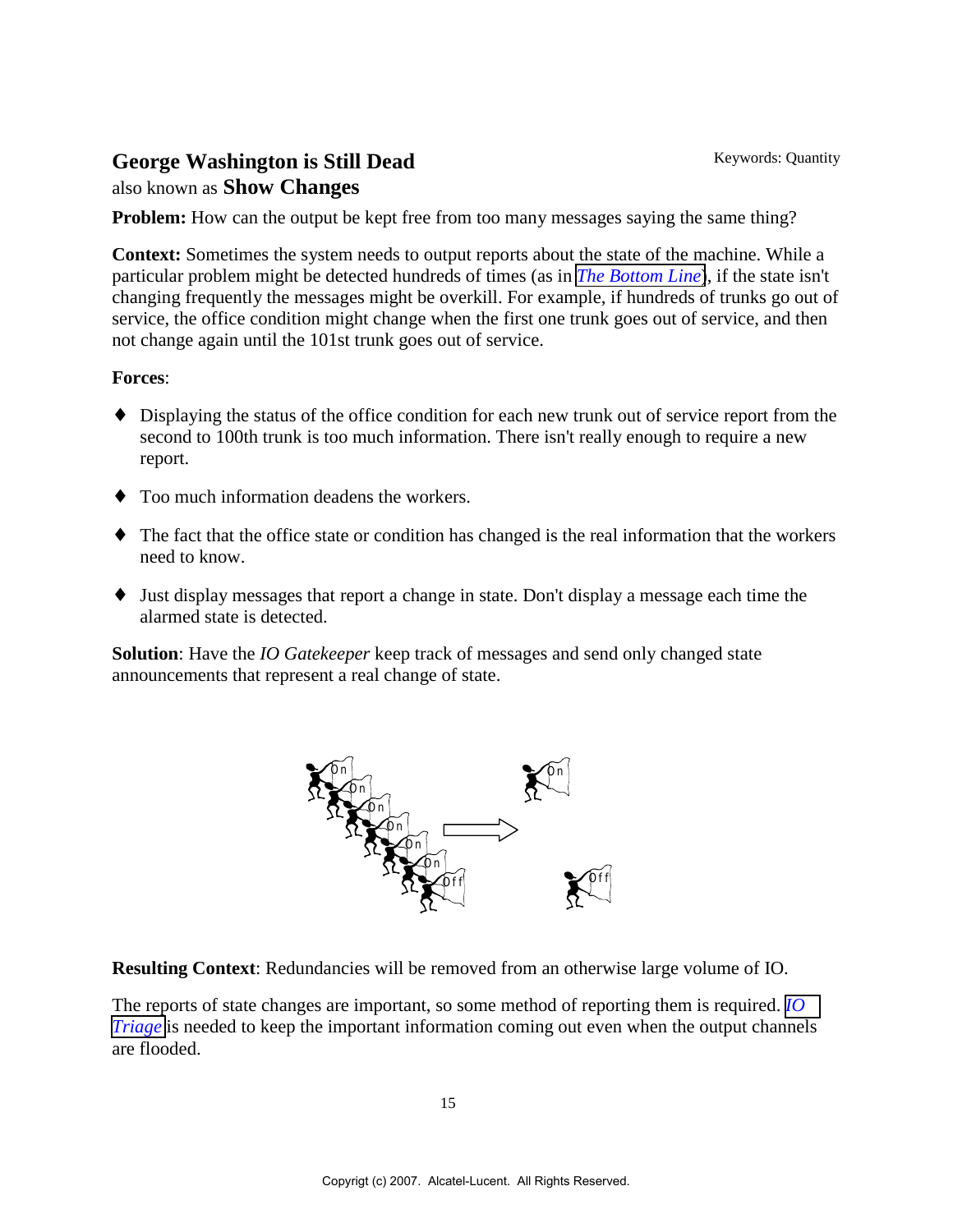## George Washington is Still Dead

Keywords: Quantity

also known as **Show Changes**

**Problem:** How can the output be kept free from too many messages saying the same thing?

**Context:** Sometimes the system needs to output reports about the state of the machine. While a particular problem might be detected hundreds of times (as in *The Bottom Line*), if the state isn't changing frequently the messages might be overkill. For example, if hundreds of trunks go out of service, the office condition might change when the first one trunk goes out of service, and then not change again until the 101st trunk goes out of service.

**Forces**:

- Displaying the status of the office condition for each new trunk out of service report from the second to 100th trunk is too much information. There isn't really enough to require a new report.
- Too much information deadens the workers.
- The fact that the office state or condition has changed is the real information that the workers need to know.
- Just display messages that report a change in state. Don't display a message each time the alarmed state is detected.

**Solution**: Have the *IO Gatekeeper* keep track of messages and send only changed state announcements that represent a real change of state.

**Resulting Context**: Redundancies will be removed from an otherwise large volume of IO.

The reports of state changes are important, so some method of reporting them is required. *IO Triage* is needed to keep the important information coming out even when the output channels are flooded.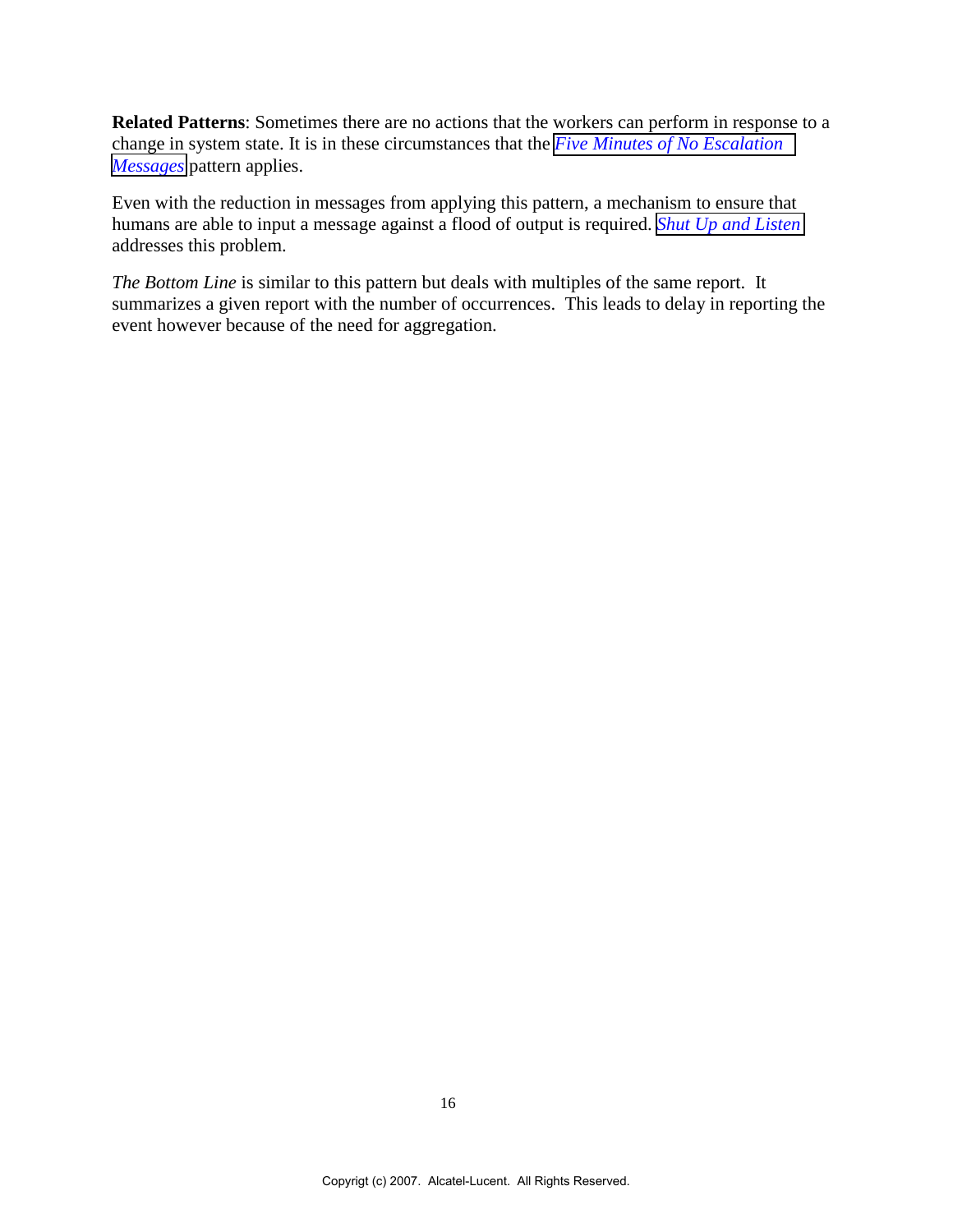**Related Patterns**: Sometimes there are no actions that the workers can perform in response to a change in system state. It is in these circumstances that the *Five Minutes of No Escalation Messages* pattern applies.

Even with the reduction in messages from applying this pattern, a mechanism to ensure that humans are able to input a message against a flood of output is required. *Shut Up and Listen* addresses this problem.

*The Bottom Line* is similar to this pattern but deals with multiples of the same report. It summarizes a given report with the number of occurrences. This leads to delay in reporting the event however because of the need for aggregation.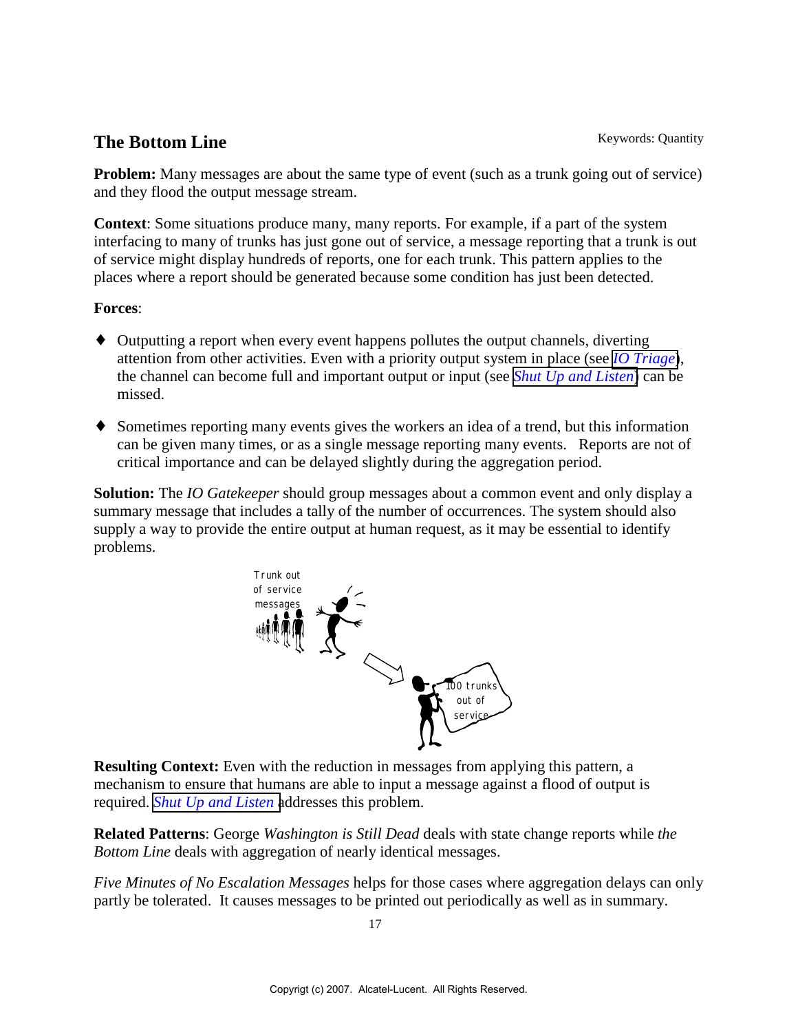## The Bottom Line

Keywords: Quantity

**Problem:** Many messages are about the same type of event (such as a trunk going out of service) and they flood the output message stream.

**Context**: Some situations produce many, many reports. For example, if a part of the system interfacing to many of trunks has just gone out of service, a message reporting that a trunk is out of service might display hundreds of reports, one for each trunk. This pattern applies to the places where a report should be generated because some condition has just been detected.

**Forces**:

- Outputting a report when every event happens pollutes the output channels, diverting attention from other activities. Even with a priority output system in place (see *IO Triage*), the channel can become full and important output or input (see *Shut Up and Listen*) can be missed.

- Sometimes reporting many events gives the workers an idea of a trend, but this information can be given many times, or as a single message reporting many events. Reports are not of critical importance and can be delayed slightly during the aggregation period.

**Solution:** The *IO Gatekeeper* should group messages about a common event and only display a summary message that includes a tally of the number of occurrences. The system should also supply a way to provide the entire output at human request, as it may be essential to identify problems.

**Resulting Context:** Even with the reduction in messages from applying this pattern, a mechanism to ensure that humans are able to input a message against a flood of output is required. *Shut Up and Listen* addresses this problem.

**Related Patterns**: George *Washington is Still Dead* deals with state change reports while *the Bottom Line* deals with aggregation of nearly identical messages.

*Five Minutes of No Escalation Messages* helps for those cases where aggregation delays can only partly be tolerated. It causes messages to be printed out periodically as well as in summary.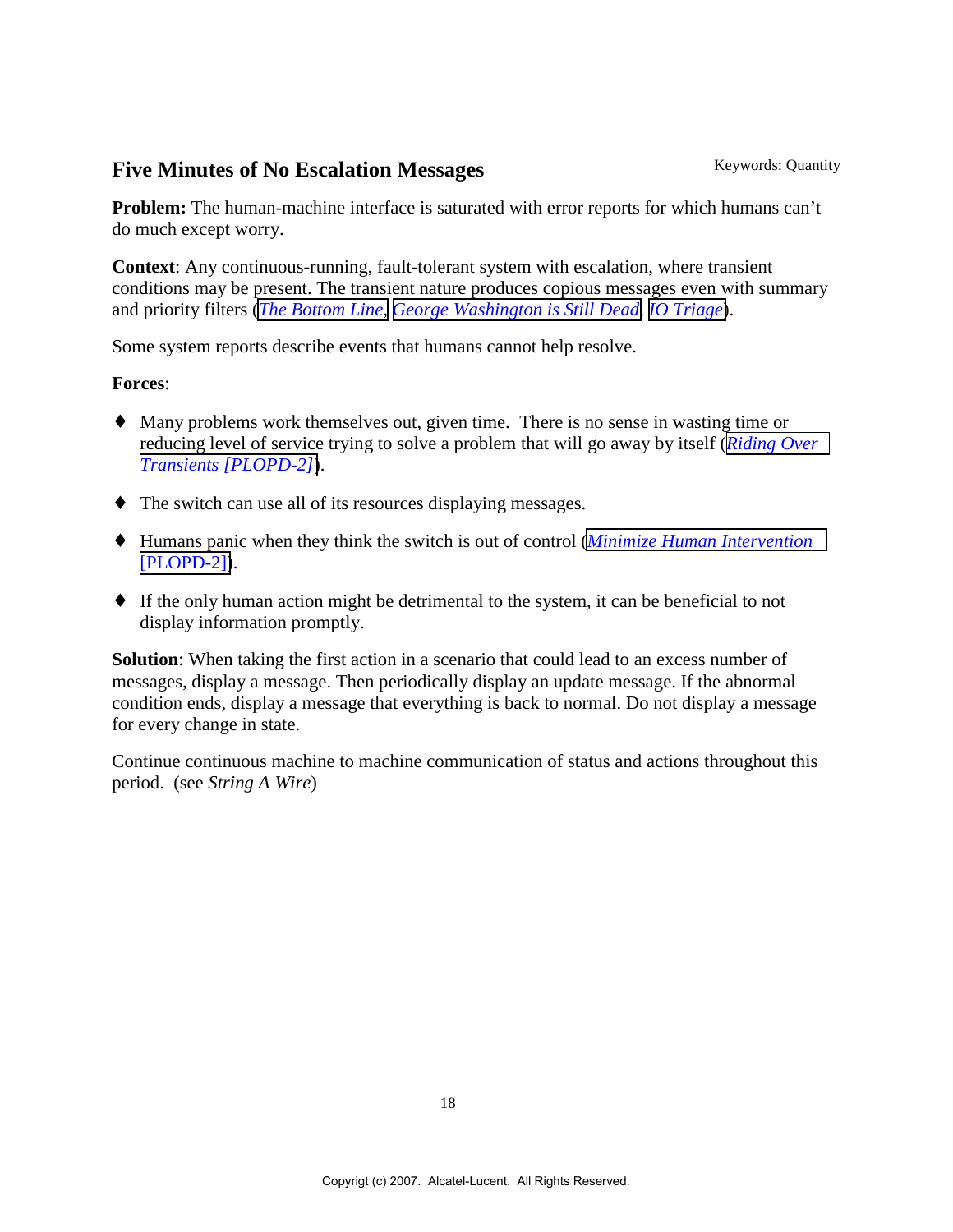## Five Minutes of No Escalation Messages

Keywords: Quantity

**Problem:** The human-machine interface is saturated with error reports for which humans can't do much except worry.

**Context**: Any continuous-running, fault-tolerant system with escalation, where transient conditions may be present. The transient nature produces copious messages even with summary and priority filters (*The Bottom Line*, *George Washington is Still Dead*, *IO Triage*).

Some system reports describe events that humans cannot help resolve.

**Forces**:

- Many problems work themselves out, given time. There is no sense in wasting time or reducing level of service trying to solve a problem that will go away by itself (*Riding Over Transients [PLOPD-2]*).
- The switch can use all of its resources displaying messages.
- Humans panic when they think the switch is out of control (*Minimize Human Intervention* [PLOPD-2]).
- If the only human action might be detrimental to the system, it can be beneficial to not display information promptly.

**Solution**: When taking the first action in a scenario that could lead to an excess number of messages, display a message. Then periodically display an update message. If the abnormal condition ends, display a message that everything is back to normal. Do not display a message for every change in state.

Continue continuous machine to machine communication of status and actions throughout this period. (see *String A Wire*)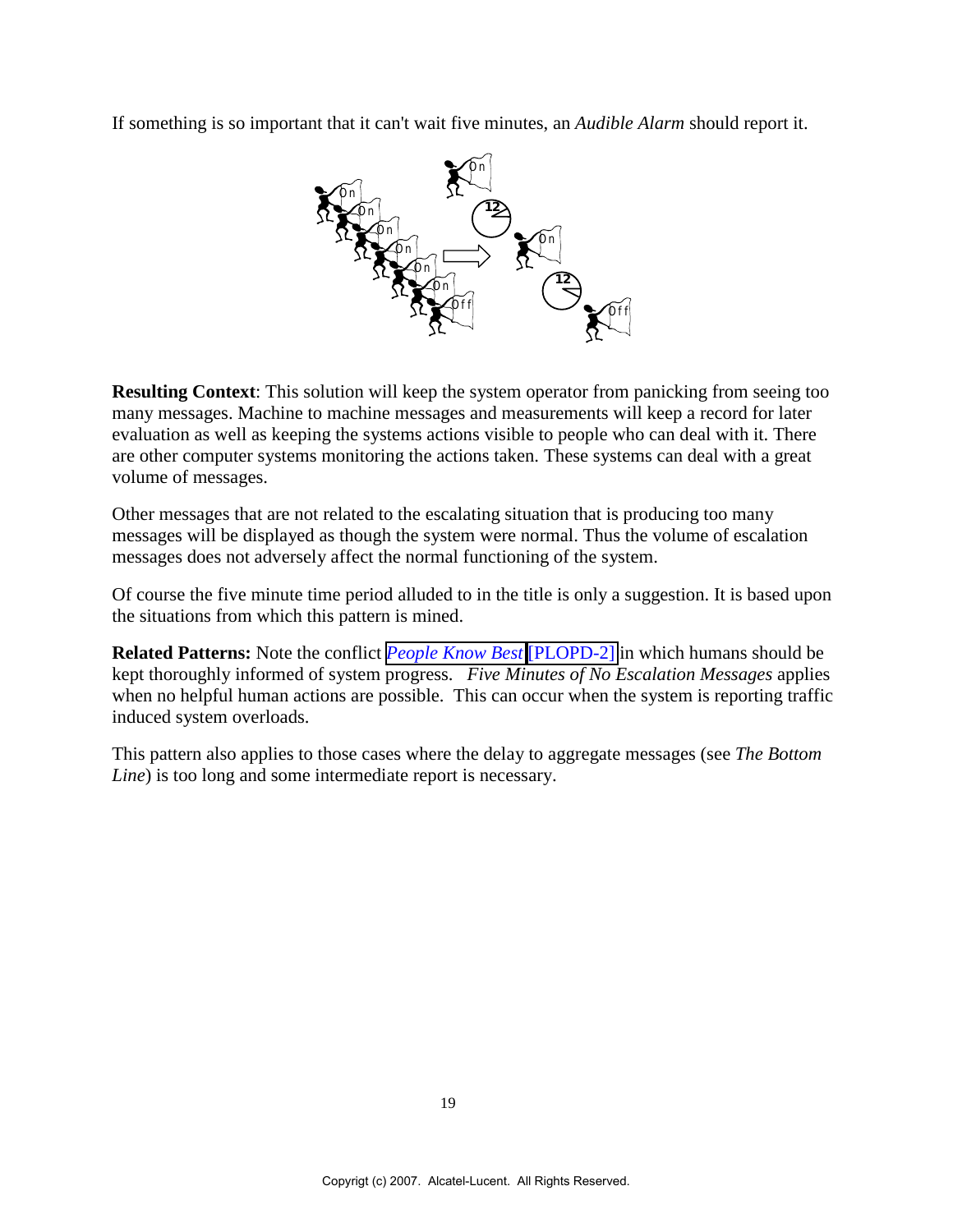If something is so important that it can't wait five minutes, an *Audible Alarm* should report it.

**Resulting Context**: This solution will keep the system operator from panicking from seeing too many messages. Machine to machine messages and measurements will keep a record for later evaluation as well as keeping the systems actions visible to people who can deal with it. There are other computer systems monitoring the actions taken. These systems can deal with a great volume of messages.

Other messages that are not related to the escalating situation that is producing too many messages will be displayed as though the system were normal. Thus the volume of escalation messages does not adversely affect the normal functioning of the system.

Of course the five minute time period alluded to in the title is only a suggestion. It is based upon the situations from which this pattern is mined.

**Related Patterns:** Note the conflict *People Know Best* [PLOPD-2] in which humans should be kept thoroughly informed of system progress. *Five Minutes of No Escalation Messages* applies when no helpful human actions are possible. This can occur when the system is reporting traffic induced system overloads.

This pattern also applies to those cases where the delay to aggregate messages (see *The Bottom Line*) is too long and some intermediate report is necessary.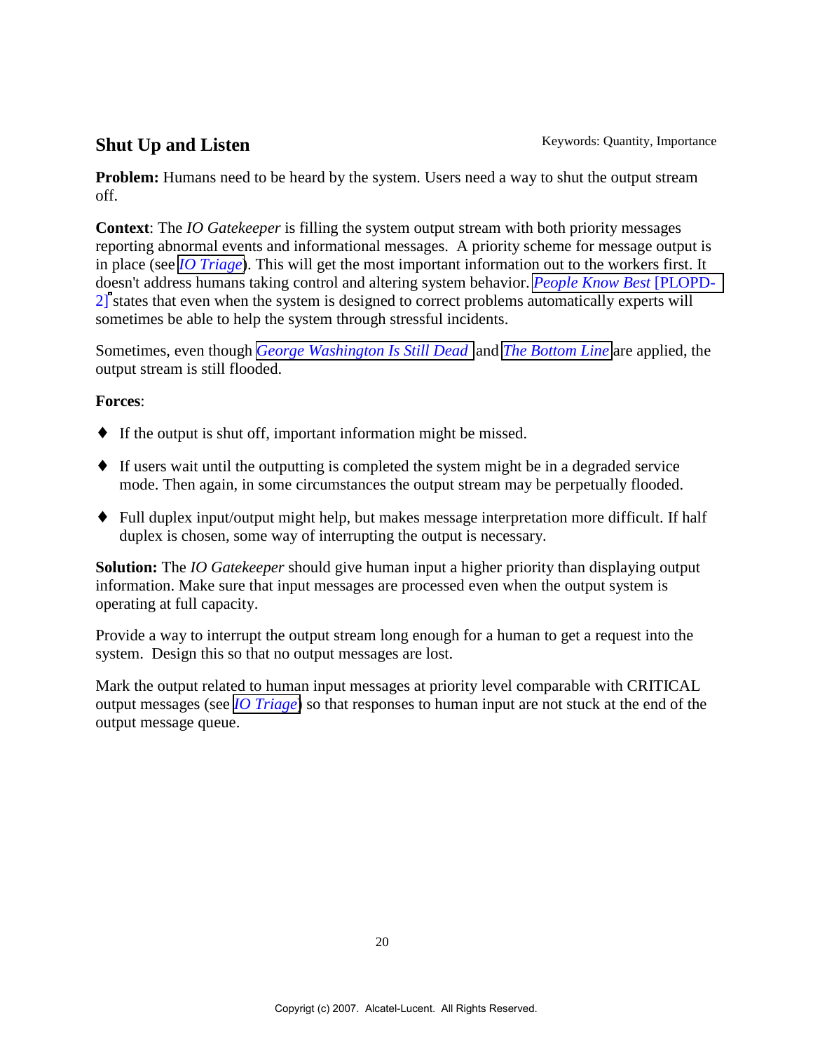## Shut Up and Listen

Keywords: Quantity, Importance

**Problem:** Humans need to be heard by the system. Users need a way to shut the output stream off.

**Context**: The *IO Gatekeeper* is filling the system output stream with both priority messages reporting abnormal events and informational messages. A priority scheme for message output is in place (see *IO Triage*). This will get the most important information out to the workers first. It doesn't address humans taking control and altering system behavior. *People Know Best* [PLOPD-2] states that even when the system is designed to correct problems automatically experts will sometimes be able to help the system through stressful incidents.

Sometimes, even though *George Washington Is Still Dead* and *The Bottom Line* are applied, the output stream is still flooded.

**Forces**:

- If the output is shut off, important information might be missed.
- If users wait until the outputting is completed the system might be in a degraded service mode. Then again, in some circumstances the output stream may be perpetually flooded.
- Full duplex input/output might help, but makes message interpretation more difficult. If half duplex is chosen, some way of interrupting the output is necessary.

**Solution:** The *IO Gatekeeper* should give human input a higher priority than displaying output information. Make sure that input messages are processed even when the output system is operating at full capacity.

Provide a way to interrupt the output stream long enough for a human to get a request into the system. Design this so that no output messages are lost.

Mark the output related to human input messages at priority level comparable with CRITICAL output messages (see *IO Triage*) so that responses to human input are not stuck at the end of the output message queue.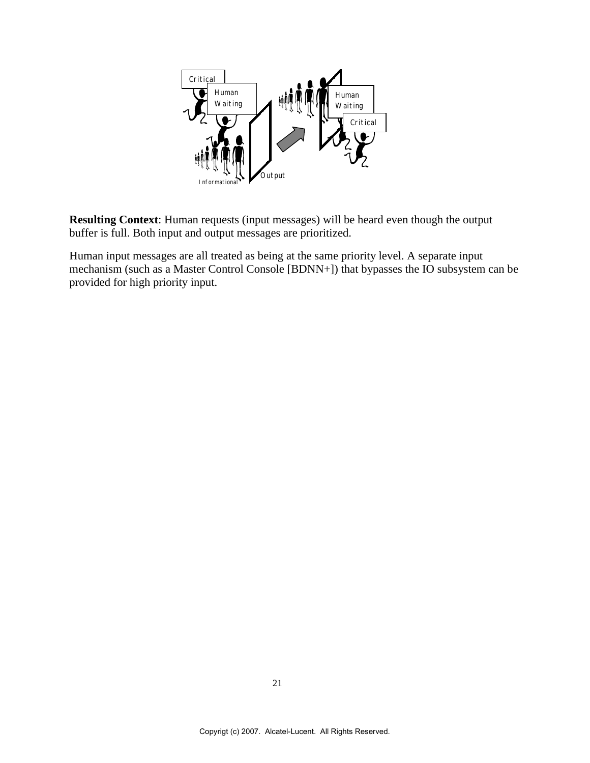**Resulting Context**: Human requests (input messages) will be heard even though the output buffer is full. Both input and output messages are prioritized.

Human input messages are all treated as being at the same priority level. A separate input mechanism (such as a Master Control Console [BDNN+]) that bypasses the IO subsystem can be provided for high priority input.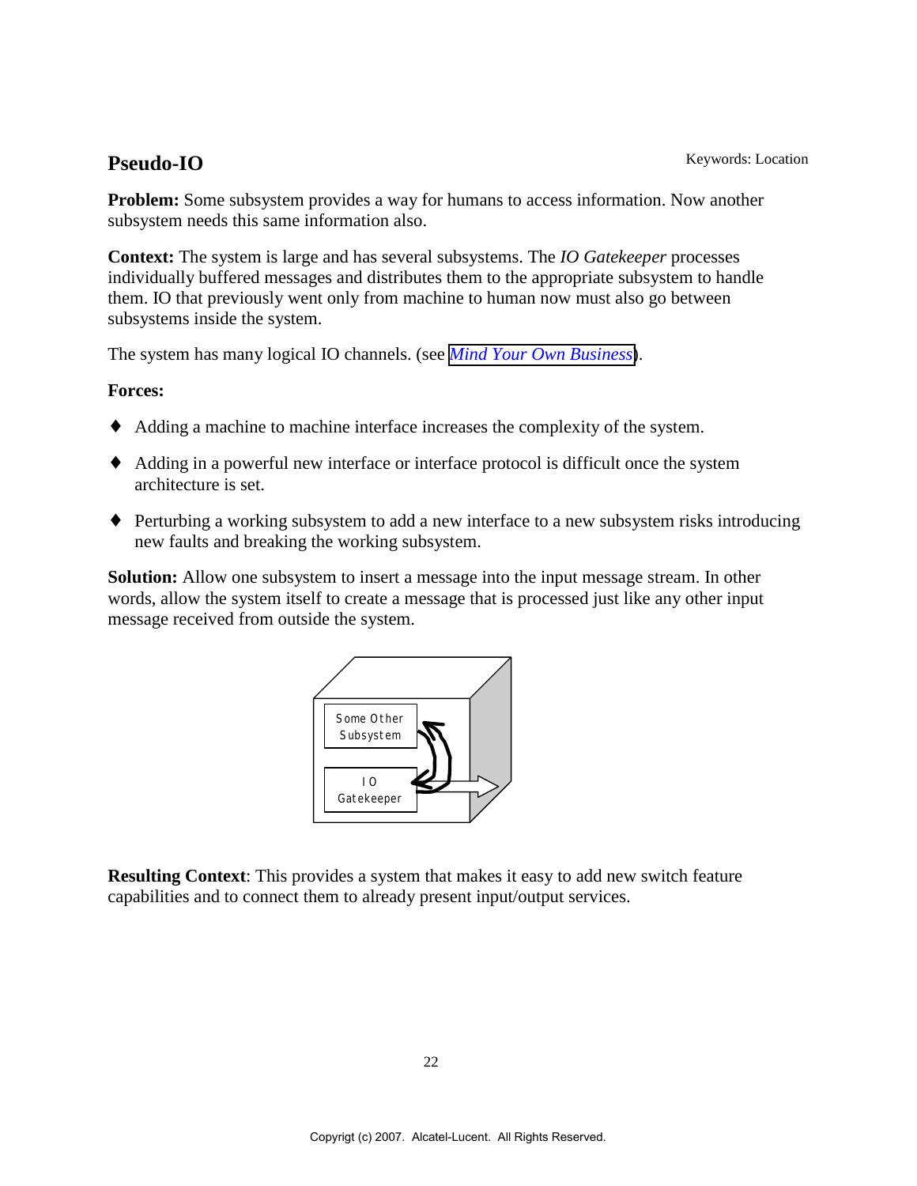## Pseudo-IO

Keywords: Location

**Problem:** Some subsystem provides a way for humans to access information. Now another subsystem needs this same information also.

**Context:** The system is large and has several subsystems. The *IO Gatekeeper* processes individually buffered messages and distributes them to the appropriate subsystem to handle them. IO that previously went only from machine to human now must also go between subsystems inside the system.

The system has many logical IO channels. (see *Mind Your Own Business*).

**Forces:**

- Adding a machine to machine interface increases the complexity of the system.
- Adding in a powerful new interface or interface protocol is difficult once the system architecture is set.
- Perturbing a working subsystem to add a new interface to a new subsystem risks introducing new faults and breaking the working subsystem.

**Solution:** Allow one subsystem to insert a message into the input message stream. In other words, allow the system itself to create a message that is processed just like any other input message received from outside the system.

Some Other Subsystem

IO Gatekeeper

**Resulting Context**: This provides a system that makes it easy to add new switch feature capabilities and to connect them to already present input/output services.

Copyrigt (c) 2007. Alcatel-Lucent. All Rights Reserved.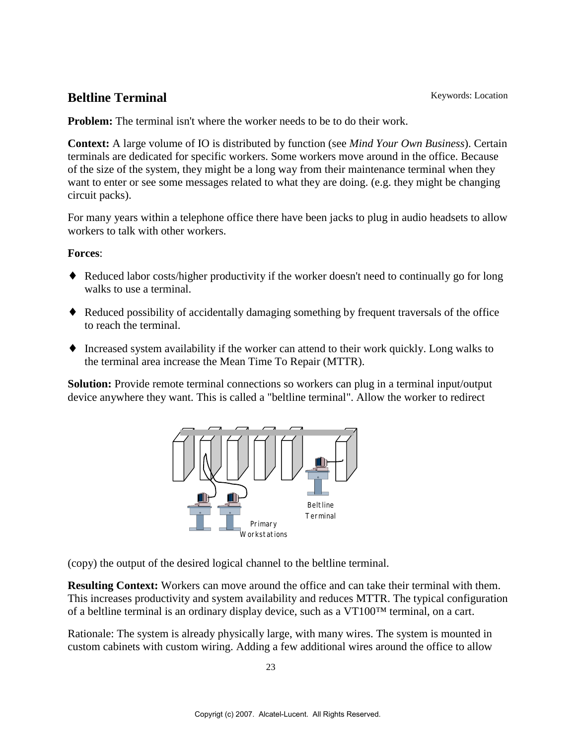## Beltline Terminal

Keywords: Location

**Problem:** The terminal isn't where the worker needs to be to do their work.

**Context:** A large volume of IO is distributed by function (see *Mind Your Own Business*). Certain terminals are dedicated for specific workers. Some workers move around in the office. Because of the size of the system, they might be a long way from their maintenance terminal when they want to enter or see some messages related to what they are doing. (e.g. they might be changing circuit packs).

For many years within a telephone office there have been jacks to plug in audio headsets to allow workers to talk with other workers.

**Forces**:

- Reduced labor costs/higher productivity if the worker doesn't need to continually go for long walks to use a terminal.
- Reduced possibility of accidentally damaging something by frequent traversals of the office to reach the terminal.
- Increased system availability if the worker can attend to their work quickly. Long walks to the terminal area increase the Mean Time To Repair (MTTR).

**Solution:** Provide remote terminal connections so workers can plug in a terminal input/output device anywhere they want. This is called a "beltline terminal". Allow the worker to redirect (copy) the output of the desired logical channel to the beltline terminal.

Beltline Terminal

Primary Workstations

**Resulting Context:** Workers can move around the office and can take their terminal with them. This increases productivity and system availability and reduces MTTR. The typical configuration of a beltline terminal is an ordinary display device, such as a VT100™ terminal, on a cart.

Rationale: The system is already physically large, with many wires. The system is mounted in custom cabinets with custom wiring. Adding a few additional wires around the office to allow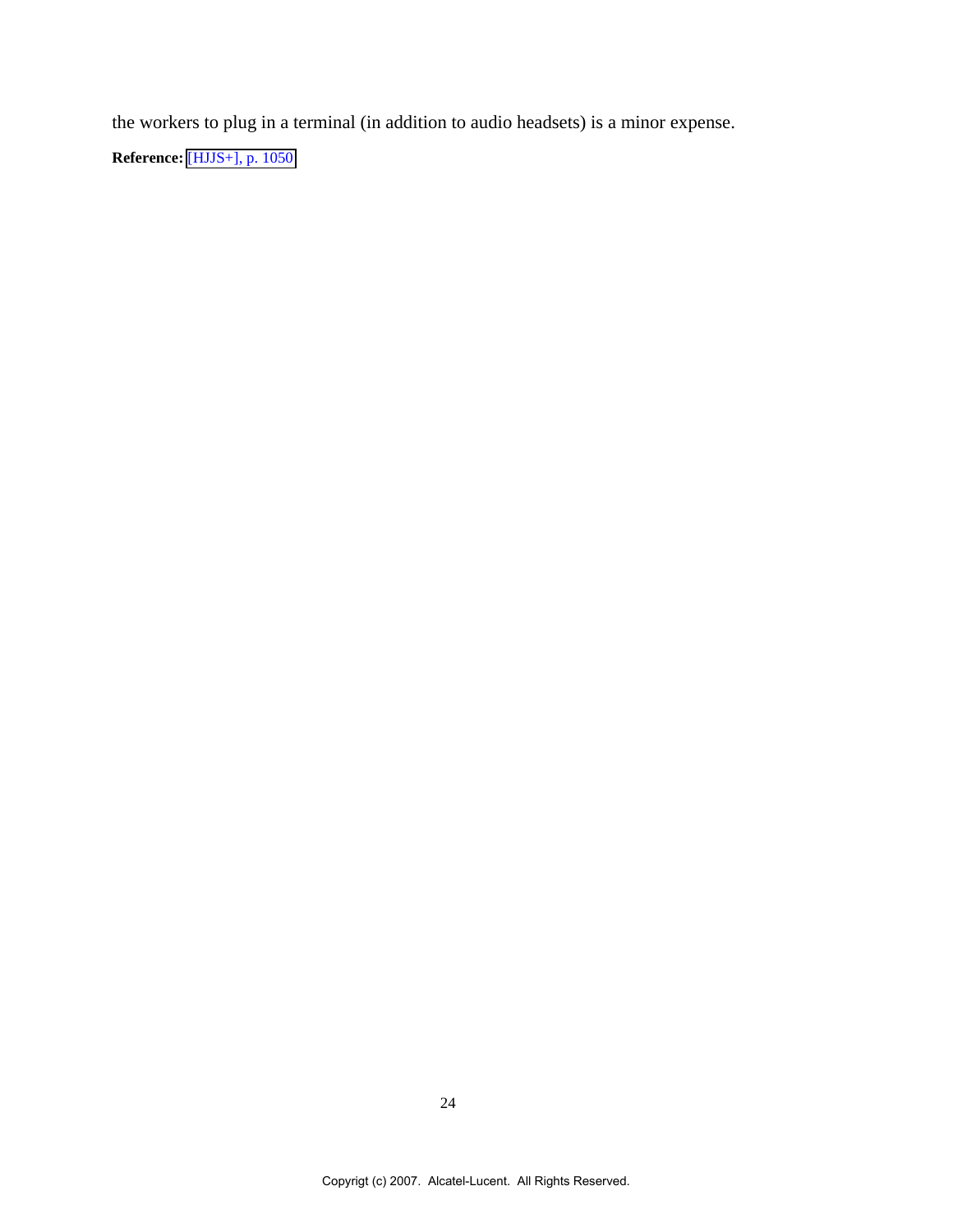the workers to plug in a terminal (in addition to audio headsets) is a minor expense.

**Reference:** [HJJS+], p. 1050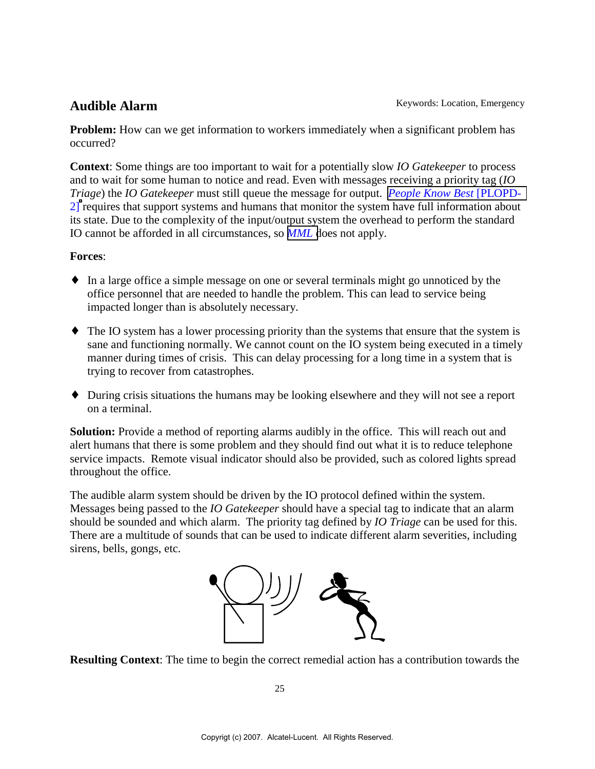## Audible Alarm

Keywords: Location, Emergency

**Problem:** How can we get information to workers immediately when a significant problem has occurred?

**Context**: Some things are too important to wait for a potentially slow *IO Gatekeeper* to process and to wait for some human to notice and read. Even with messages receiving a priority tag (*IO Triage*) the *IO Gatekeeper* must still queue the message for output. *People Know Best* [PLOPD-2] requires that support systems and humans that monitor the system have full information about its state. Due to the complexity of the input/output system the overhead to perform the standard IO cannot be afforded in all circumstances, so *MML* does not apply.

**Forces**:

- In a large office a simple message on one or several terminals might go unnoticed by the office personnel that are needed to handle the problem. This can lead to service being impacted longer than is absolutely necessary.
- The IO system has a lower processing priority than the systems that ensure that the system is sane and functioning normally. We cannot count on the IO system being executed in a timely manner during times of crisis. This can delay processing for a long time in a system that is trying to recover from catastrophes.
- During crisis situations the humans may be looking elsewhere and they will not see a report on a terminal.

**Solution:** Provide a method of reporting alarms audibly in the office. This will reach out and alert humans that there is some problem and they should find out what it is to reduce telephone service impacts. Remote visual indicator should also be provided, such as colored lights spread throughout the office.

The audible alarm system should be driven by the IO protocol defined within the system. Messages being passed to the *IO Gatekeeper* should have a special tag to indicate that an alarm should be sounded and which alarm. The priority tag defined by *IO Triage* can be used for this. There are a multitude of sounds that can be used to indicate different alarm severities, including sirens, bells, gongs, etc.

**Resulting Context**: The time to begin the correct remedial action has a contribution towards the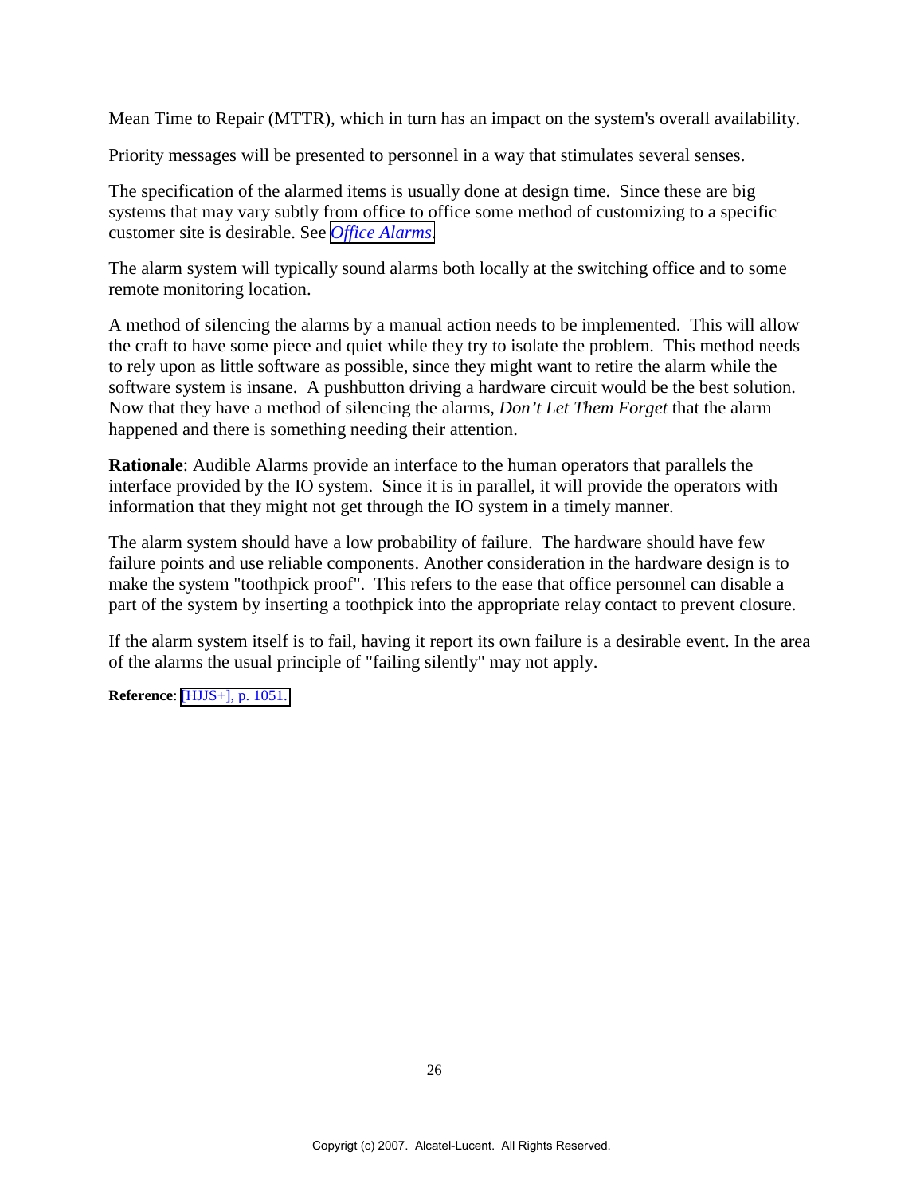Mean Time to Repair (MTTR), which in turn has an impact on the system's overall availability.

Priority messages will be presented to personnel in a way that stimulates several senses.

The specification of the alarmed items is usually done at design time. Since these are big systems that may vary subtly from office to office some method of customizing to a specific customer site is desirable. See *Office Alarms*.

The alarm system will typically sound alarms both locally at the switching office and to some remote monitoring location.

A method of silencing the alarms by a manual action needs to be implemented. This will allow the craft to have some piece and quiet while they try to isolate the problem. This method needs to rely upon as little software as possible, since they might want to retire the alarm while the software system is insane. A pushbutton driving a hardware circuit would be the best solution. Now that they have a method of silencing the alarms, *Don't Let Them Forget* that the alarm happened and there is something needing their attention.

**Rationale**: Audible Alarms provide an interface to the human operators that parallels the interface provided by the IO system. Since it is in parallel, it will provide the operators with information that they might not get through the IO system in a timely manner.

The alarm system should have a low probability of failure. The hardware should have few failure points and use reliable components. Another consideration in the hardware design is to make the system "toothpick proof". This refers to the ease that office personnel can disable a part of the system by inserting a toothpick into the appropriate relay contact to prevent closure.

If the alarm system itself is to fail, having it report its own failure is a desirable event. In the area of the alarms the usual principle of "failing silently" may not apply.

**Reference**: [HJJS+], p. 1051.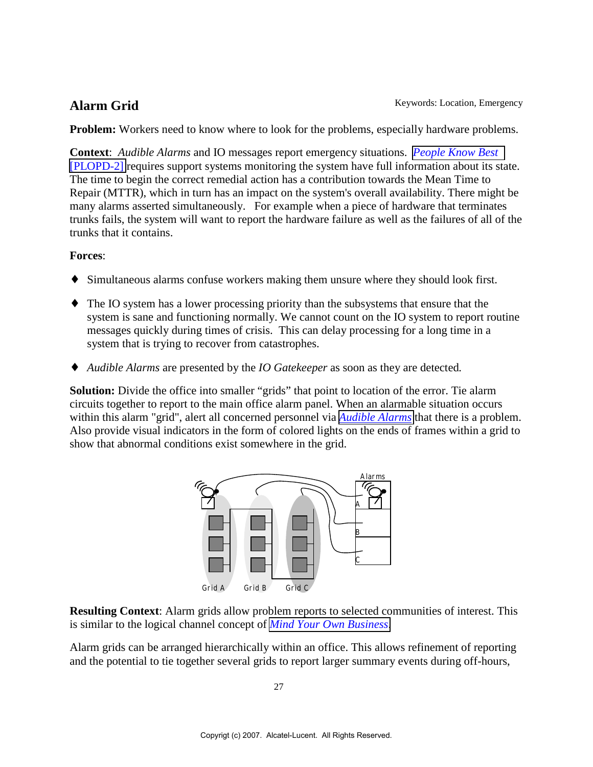## Alarm Grid

Keywords: Location, Emergency

**Problem:** Workers need to know where to look for the problems, especially hardware problems.

**Context**: *Audible Alarms* and IO messages report emergency situations. *People Know Best* [PLOPD-2] requires support systems monitoring the system have full information about its state. The time to begin the correct remedial action has a contribution towards the Mean Time to Repair (MTTR), which in turn has an impact on the system's overall availability. There might be many alarms asserted simultaneously. For example when a piece of hardware that terminates trunks fails, the system will want to report the hardware failure as well as the failures of all of the trunks that it contains.

**Forces**:

- Simultaneous alarms confuse workers making them unsure where they should look first.
- The IO system has a lower processing priority than the subsystems that ensure that the system is sane and functioning normally. We cannot count on the IO system to report routine messages quickly during times of crisis. This can delay processing for a long time in a system that is trying to recover from catastrophes.
- *Audible Alarms* are presented by the *IO Gatekeeper* as soon as they are detected.

**Solution:** Divide the office into smaller "grids" that point to location of the error. Tie alarm circuits together to report to the main office alarm panel. When an alarmable situation occurs within this alarm "grid", alert all concerned personnel via *Audible Alarms* that there is a problem. Also provide visual indicators in the form of colored lights on the ends of frames within a grid to show that abnormal conditions exist somewhere in the grid.

**Resulting Context**: Alarm grids allow problem reports to selected communities of interest. This is similar to the logical channel concept of *Mind Your Own Business*.

Alarm grids can be arranged hierarchically within an office. This allows refinement of reporting and the potential to tie together several grids to report larger summary events during off-hours,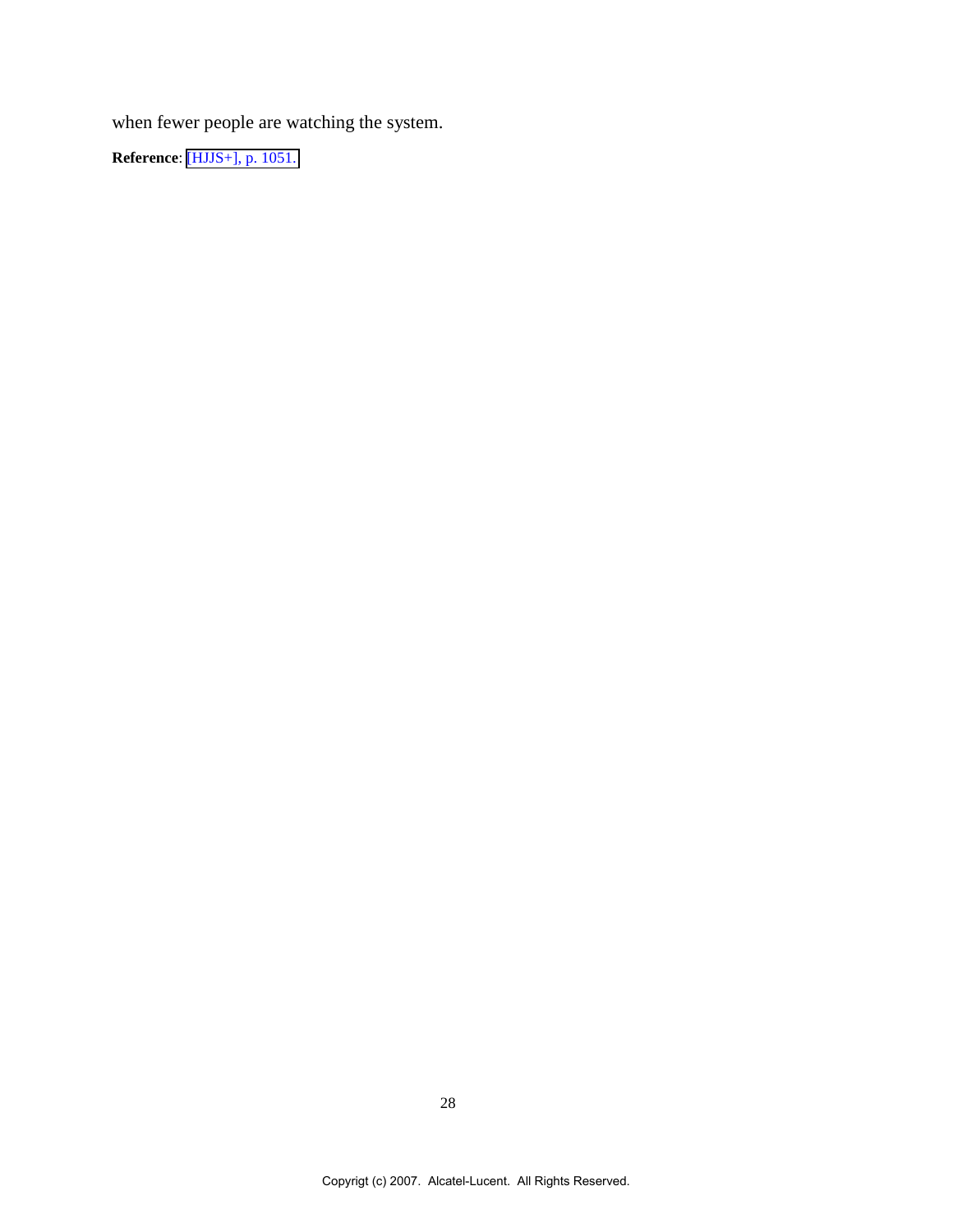when fewer people are watching the system.

**Reference**: [HJJS+], p. 1051.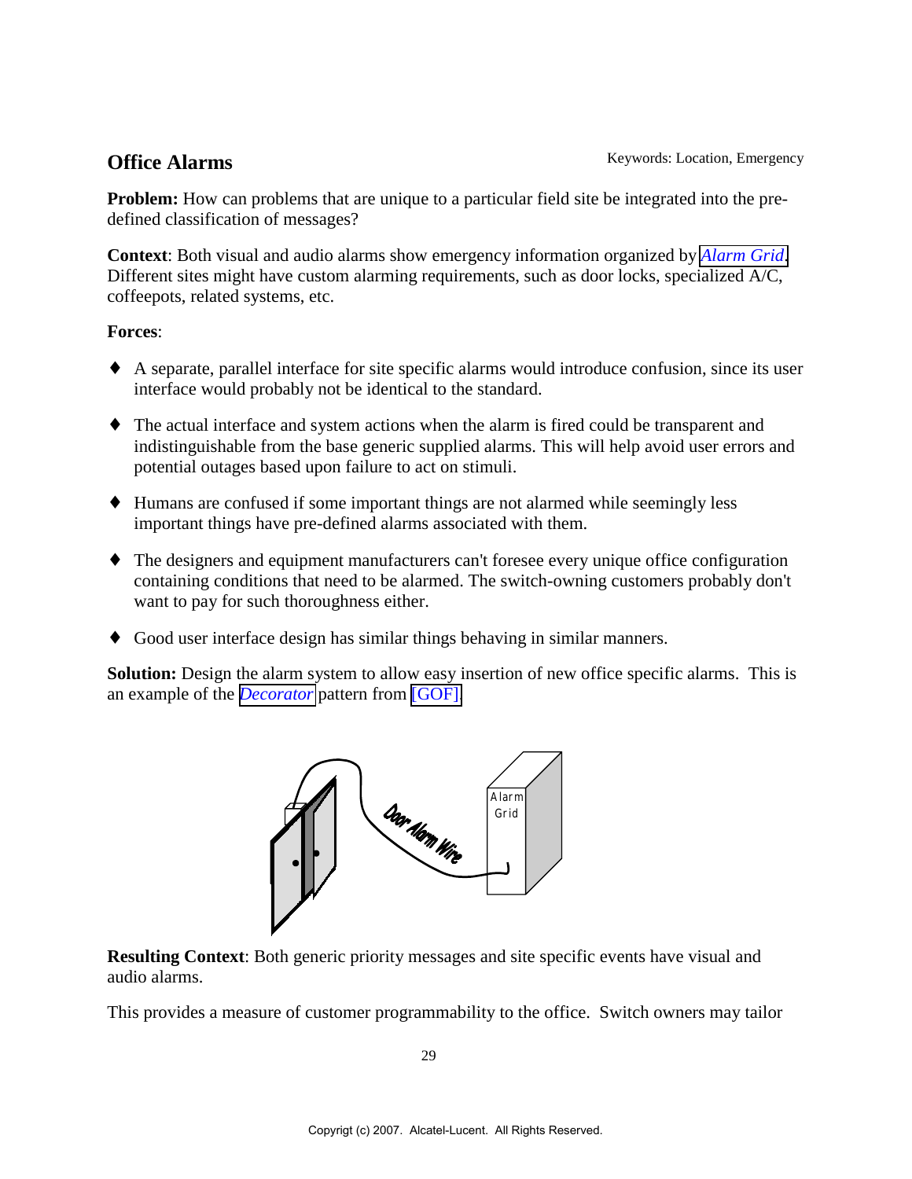## Office Alarms

Keywords: Location, Emergency

**Problem:** How can problems that are unique to a particular field site be integrated into the pre-defined classification of messages?

**Context**: Both visual and audio alarms show emergency information organized by *Alarm Grid*. Different sites might have custom alarming requirements, such as door locks, specialized A/C, coffeepots, related systems, etc.

**Forces**:

- A separate, parallel interface for site specific alarms would introduce confusion, since its user interface would probably not be identical to the standard.
- The actual interface and system actions when the alarm is fired could be transparent and indistinguishable from the base generic supplied alarms. This will help avoid user errors and potential outages based upon failure to act on stimuli.
- Humans are confused if some important things are not alarmed while seemingly less important things have pre-defined alarms associated with them.
- The designers and equipment manufacturers can't foresee every unique office configuration containing conditions that need to be alarmed. The switch-owning customers probably don't want to pay for such thoroughness either.
- Good user interface design has similar things behaving in similar manners.

**Solution:** Design the alarm system to allow easy insertion of new office specific alarms. This is an example of the *Decorator* pattern from [GOF].

**Resulting Context**: Both generic priority messages and site specific events have visual and audio alarms.

This provides a measure of customer programmability to the office. Switch owners may tailor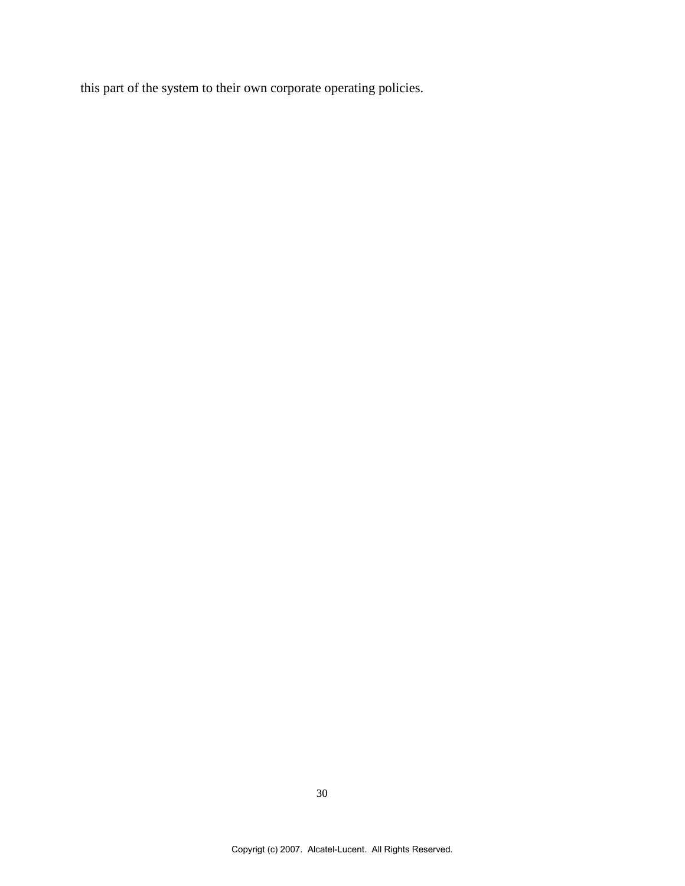this part of the system to their own corporate operating policies.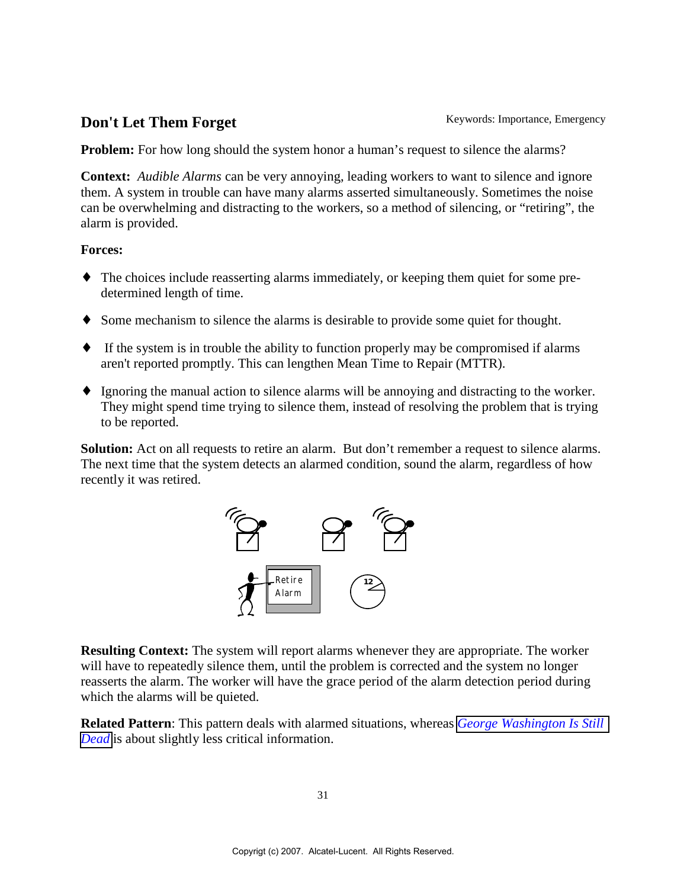## Don't Let Them Forget

Keywords: Importance, Emergency

**Problem:** For how long should the system honor a human's request to silence the alarms?

**Context:** *Audible Alarms* can be very annoying, leading workers to want to silence and ignore them. A system in trouble can have many alarms asserted simultaneously. Sometimes the noise can be overwhelming and distracting to the workers, so a method of silencing, or "retiring", the alarm is provided.

**Forces:**

- The choices include reasserting alarms immediately, or keeping them quiet for some pre-determined length of time.
- Some mechanism to silence the alarms is desirable to provide some quiet for thought.
- If the system is in trouble the ability to function properly may be compromised if alarms aren't reported promptly. This can lengthen Mean Time to Repair (MTTR).
- Ignoring the manual action to silence alarms will be annoying and distracting to the worker. They might spend time trying to silence them, instead of resolving the problem that is trying to be reported.

**Solution:** Act on all requests to retire an alarm. But don't remember a request to silence alarms. The next time that the system detects an alarmed condition, sound the alarm, regardless of how recently it was retired.

**Resulting Context:** The system will report alarms whenever they are appropriate. The worker will have to repeatedly silence them, until the problem is corrected and the system no longer reasserts the alarm. The worker will have the grace period of the alarm detection period during which the alarms will be quieted.

**Related Pattern**: This pattern deals with alarmed situations, whereas *George Washington Is Still Dead* is about slightly less critical information.

Copyrigt (c) 2007. Alcatel-Lucent. All Rights Reserved.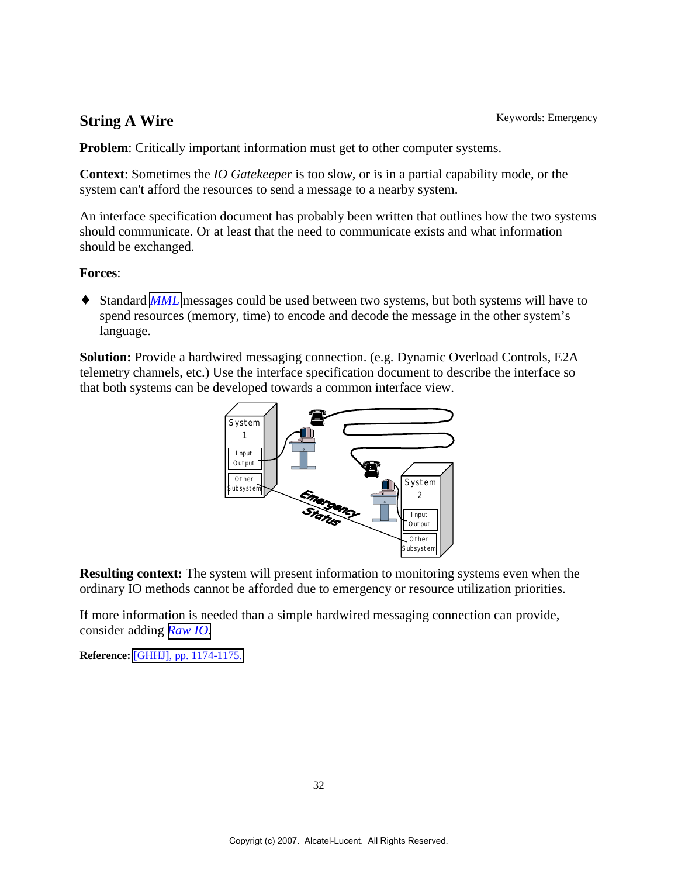## String A Wire

Keywords: Emergency

**Problem**: Critically important information must get to other computer systems.

**Context**: Sometimes the *IO Gatekeeper* is too slow, or is in a partial capability mode, or the system can't afford the resources to send a message to a nearby system.

An interface specification document has probably been written that outlines how the two systems should communicate. Or at least that the need to communicate exists and what information should be exchanged.

**Forces**:

- Standard *MML* messages could be used between two systems, but both systems will have to spend resources (memory, time) to encode and decode the message in the other system's language.

**Solution:** Provide a hardwired messaging connection. (e.g. Dynamic Overload Controls, E2A telemetry channels, etc.) Use the interface specification document to describe the interface so that both systems can be developed towards a common interface view.

**Resulting context:** The system will present information to monitoring systems even when the ordinary IO methods cannot be afforded due to emergency or resource utilization priorities.

If more information is needed than a simple hardwired messaging connection can provide, consider adding *Raw IO*.

**Reference:** [GHHJ], pp. 1174-1175.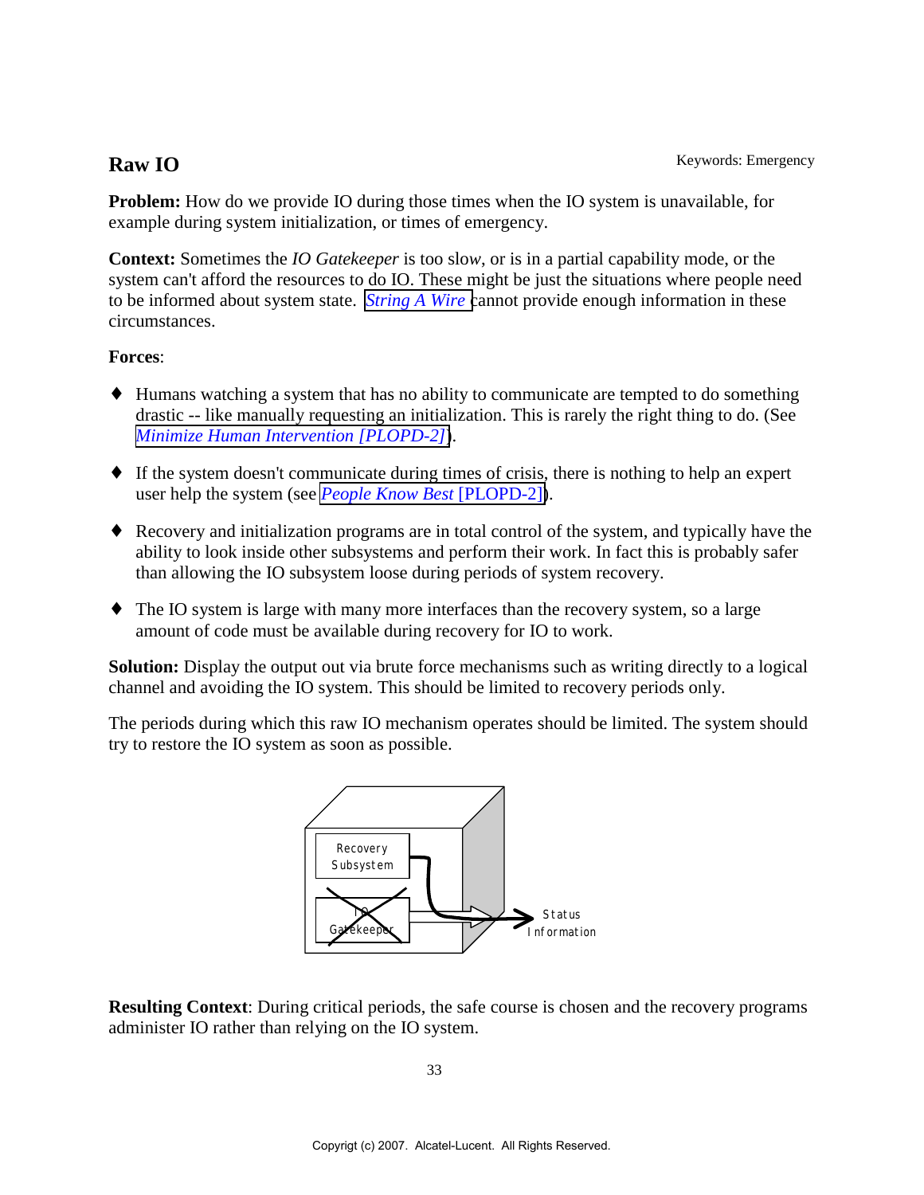## Raw IO

Keywords: Emergency

**Problem:** How do we provide IO during those times when the IO system is unavailable, for example during system initialization, or times of emergency.

**Context:** Sometimes the *IO Gatekeeper* is too slow, or is in a partial capability mode, or the system can't afford the resources to do IO. These might be just the situations where people need to be informed about system state. *String A Wire* cannot provide enough information in these circumstances.

**Forces**:

- Humans watching a system that has no ability to communicate are tempted to do something drastic -- like manually requesting an initialization. This is rarely the right thing to do. (See *Minimize Human Intervention [PLOPD-2]*).
- If the system doesn't communicate during times of crisis, there is nothing to help an expert user help the system (see *People Know Best* [PLOPD-2]).
- Recovery and initialization programs are in total control of the system, and typically have the ability to look inside other subsystems and perform their work. In fact this is probably safer than allowing the IO subsystem loose during periods of system recovery.
- The IO system is large with many more interfaces than the recovery system, so a large amount of code must be available during recovery for IO to work.

**Solution:** Display the output out via brute force mechanisms such as writing directly to a logical channel and avoiding the IO system. This should be limited to recovery periods only.

The periods during which this raw IO mechanism operates should be limited. The system should try to restore the IO system as soon as possible.

**Resulting Context**: During critical periods, the safe course is chosen and the recovery programs administer IO rather than relying on the IO system.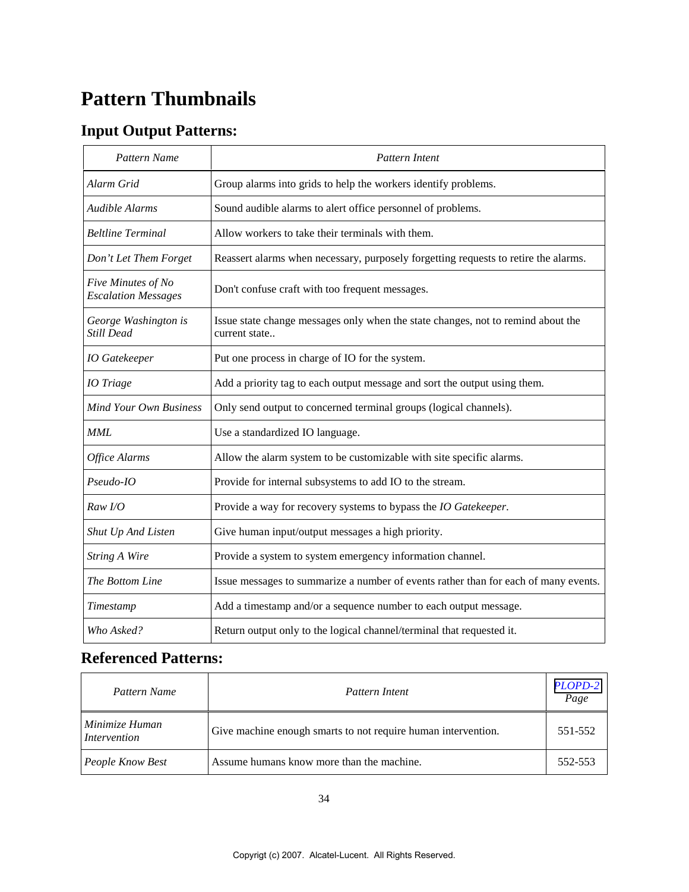# Pattern Thumbnails

## Input Output Patterns:

| *Pattern Name* | *Pattern Intent* |
|---|---|
| *Alarm Grid* | Group alarms into grids to help the workers identify problems. |
| *Audible Alarms* | Sound audible alarms to alert office personnel of problems. |
| *Beltline Terminal* | Allow workers to take their terminals with them. |
| *Don't Let Them Forget* | Reassert alarms when necessary, purposely forgetting requests to retire the alarms. |
| *Five Minutes of No Escalation Messages* | Don't confuse craft with too frequent messages. |
| *George Washington is Still Dead* | Issue state change messages only when the state changes, not to remind about the current state.. |
| *IO Gatekeeper* | Put one process in charge of IO for the system. |
| *IO Triage* | Add a priority tag to each output message and sort the output using them. |
| *Mind Your Own Business* | Only send output to concerned terminal groups (logical channels). |
| *MML* | Use a standardized IO language. |
| *Office Alarms* | Allow the alarm system to be customizable with site specific alarms. |
| *Pseudo-IO* | Provide for internal subsystems to add IO to the stream. |
| *Raw I/O* | Provide a way for recovery systems to bypass the *IO Gatekeeper*. |
| *Shut Up And Listen* | Give human input/output messages a high priority. |
| *String A Wire* | Provide a system to system emergency information channel. |
| *The Bottom Line* | Issue messages to summarize a number of events rather than for each of many events. |
| *Timestamp* | Add a timestamp and/or a sequence number to each output message. |
| *Who Asked?* | Return output only to the logical channel/terminal that requested it. |

## Referenced Patterns:

| *Pattern Name* | *Pattern Intent* | *PLOPD-2 Page* |
|---|---|---|
| *Minimize Human Intervention* | Give machine enough smarts to not require human intervention. | 551-552 |
| *People Know Best* | Assume humans know more than the machine. | 552-553 |

Copyrigt (c) 2007. Alcatel-Lucent. All Rights Reserved.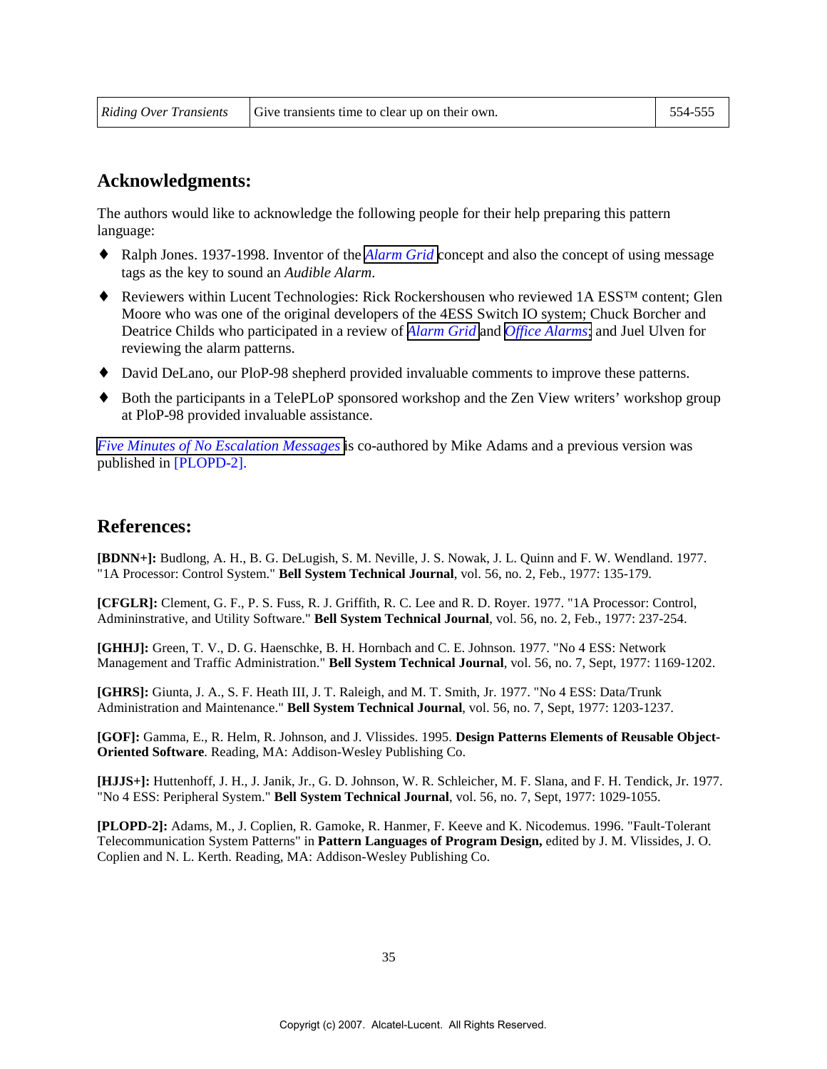| | | |
|---|---|---|
| *Riding Over Transients* | Give transients time to clear up on their own. | 554-555 |

## Acknowledgments:

The authors would like to acknowledge the following people for their help preparing this pattern language:

- Ralph Jones. 1937-1998. Inventor of the *Alarm Grid* concept and also the concept of using message tags as the key to sound an *Audible Alarm*.
- Reviewers within Lucent Technologies: Rick Rockershousen who reviewed 1A ESS™ content; Glen Moore who was one of the original developers of the 4ESS Switch IO system; Chuck Borcher and Deatrice Childs who participated in a review of *Alarm Grid* and *Office Alarms*; and Juel Ulven for reviewing the alarm patterns.
- David DeLano, our PloP-98 shepherd provided invaluable comments to improve these patterns.
- Both the participants in a TelePLoP sponsored workshop and the Zen View writers' workshop group at PloP-98 provided invaluable assistance.

*Five Minutes of No Escalation Messages* is co-authored by Mike Adams and a previous version was published in [PLOPD-2].

## References:

**[BDNN+]:** Budlong, A. H., B. G. DeLugish, S. M. Neville, J. S. Nowak, J. L. Quinn and F. W. Wendland. 1977. "1A Processor: Control System." **Bell System Technical Journal**, vol. 56, no. 2, Feb., 1977: 135-179.

**[CFGLR]:** Clement, G. F., P. S. Fuss, R. J. Griffith, R. C. Lee and R. D. Royer. 1977. "1A Processor: Control, Admininstrative, and Utility Software." **Bell System Technical Journal**, vol. 56, no. 2, Feb., 1977: 237-254.

**[GHHJ]:** Green, T. V., D. G. Haenschke, B. H. Hornbach and C. E. Johnson. 1977. "No 4 ESS: Network Management and Traffic Administration." **Bell System Technical Journal**, vol. 56, no. 7, Sept, 1977: 1169-1202.

**[GHRS]:** Giunta, J. A., S. F. Heath III, J. T. Raleigh, and M. T. Smith, Jr. 1977. "No 4 ESS: Data/Trunk Administration and Maintenance." **Bell System Technical Journal**, vol. 56, no. 7, Sept, 1977: 1203-1237.

**[GOF]:** Gamma, E., R. Helm, R. Johnson, and J. Vlissides. 1995. **Design Patterns Elements of Reusable Object-Oriented Software**. Reading, MA: Addison-Wesley Publishing Co.

**[HJJS+]:** Huttenhoff, J. H., J. Janik, Jr., G. D. Johnson, W. R. Schleicher, M. F. Slana, and F. H. Tendick, Jr. 1977. "No 4 ESS: Peripheral System." **Bell System Technical Journal**, vol. 56, no. 7, Sept, 1977: 1029-1055.

**[PLOPD-2]:** Adams, M., J. Coplien, R. Gamoke, R. Hanmer, F. Keeve and K. Nicodemus. 1996. "Fault-Tolerant Telecommunication System Patterns" in **Pattern Languages of Program Design,** edited by J. M. Vlissides, J. O. Coplien and N. L. Kerth. Reading, MA: Addison-Wesley Publishing Co.